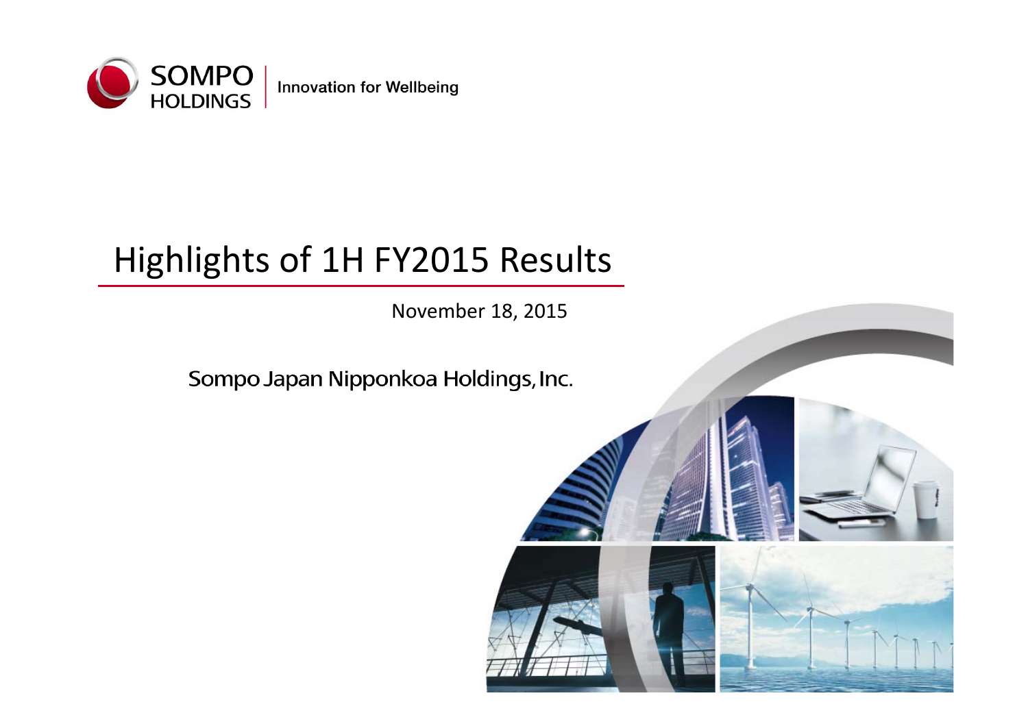SOMPO HOLDINGS | Innovation for Wellbeing

# Highlights of 1H FY2015 Results

November 18, 2015

Sompo Japan Nipponkoa Holdings, Inc.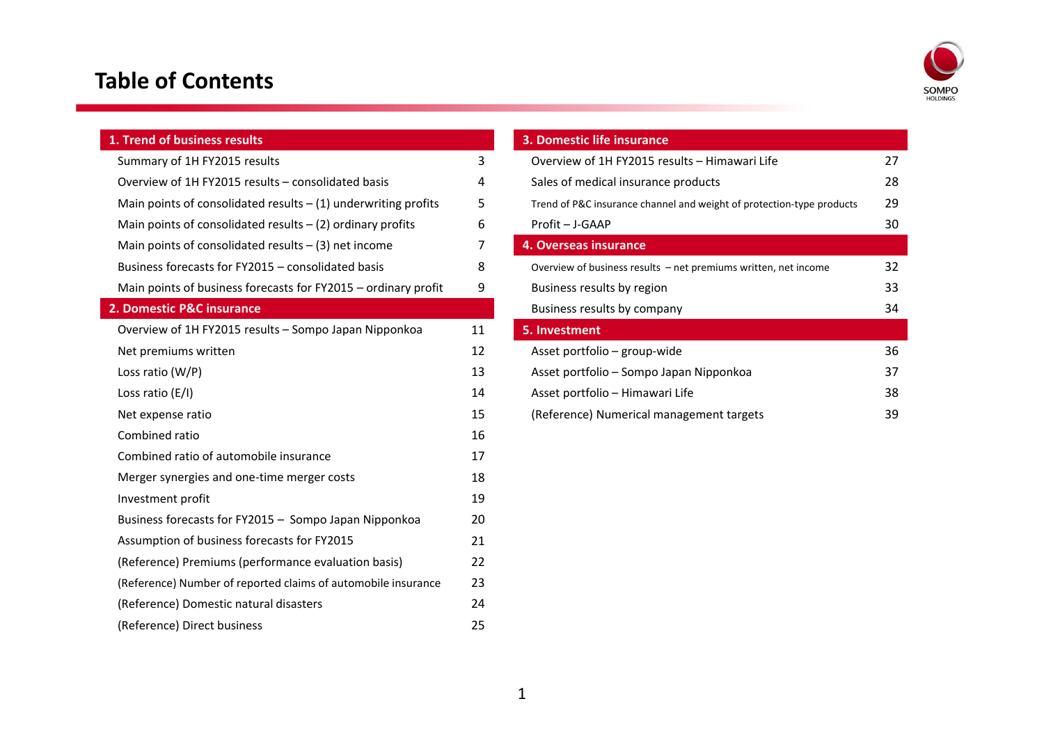# Table of Contents

| 1. Trend of business results | |
|---|---|
| Summary of 1H FY2015 results | 3 |
| Overview of 1H FY2015 results – consolidated basis | 4 |
| Main points of consolidated results – (1) underwriting profits | 5 |
| Main points of consolidated results – (2) ordinary profits | 6 |
| Main points of consolidated results – (3) net income | 7 |
| Business forecasts for FY2015 – consolidated basis | 8 |
| Main points of business forecasts for FY2015 – ordinary profit | 9 |
| **2. Domestic P&C insurance** | |
| Overview of 1H FY2015 results – Sompo Japan Nipponkoa | 11 |
| Net premiums written | 12 |
| Loss ratio (W/P) | 13 |
| Loss ratio (E/I) | 14 |
| Net expense ratio | 15 |
| Combined ratio | 16 |
| Combined ratio of automobile insurance | 17 |
| Merger synergies and one-time merger costs | 18 |
| Investment profit | 19 |
| Business forecasts for FY2015 – Sompo Japan Nipponkoa | 20 |
| Assumption of business forecasts for FY2015 | 21 |
| (Reference) Premiums (performance evaluation basis) | 22 |
| (Reference) Number of reported claims of automobile insurance | 23 |
| (Reference) Domestic natural disasters | 24 |
| (Reference) Direct business | 25 |

| 3. Domestic life insurance | |
|---|---|
| Overview of 1H FY2015 results – Himawari Life | 27 |
| Sales of medical insurance products | 28 |
| Trend of P&C insurance channel and weight of protection-type products | 29 |
| Profit – J-GAAP | 30 |
| **4. Overseas insurance** | |
| Overview of business results – net premiums written, net income | 32 |
| Business results by region | 33 |
| Business results by company | 34 |
| **5. Investment** | |
| Asset portfolio – group-wide | 36 |
| Asset portfolio – Sompo Japan Nipponkoa | 37 |
| Asset portfolio – Himawari Life | 38 |
| (Reference) Numerical management targets | 39 |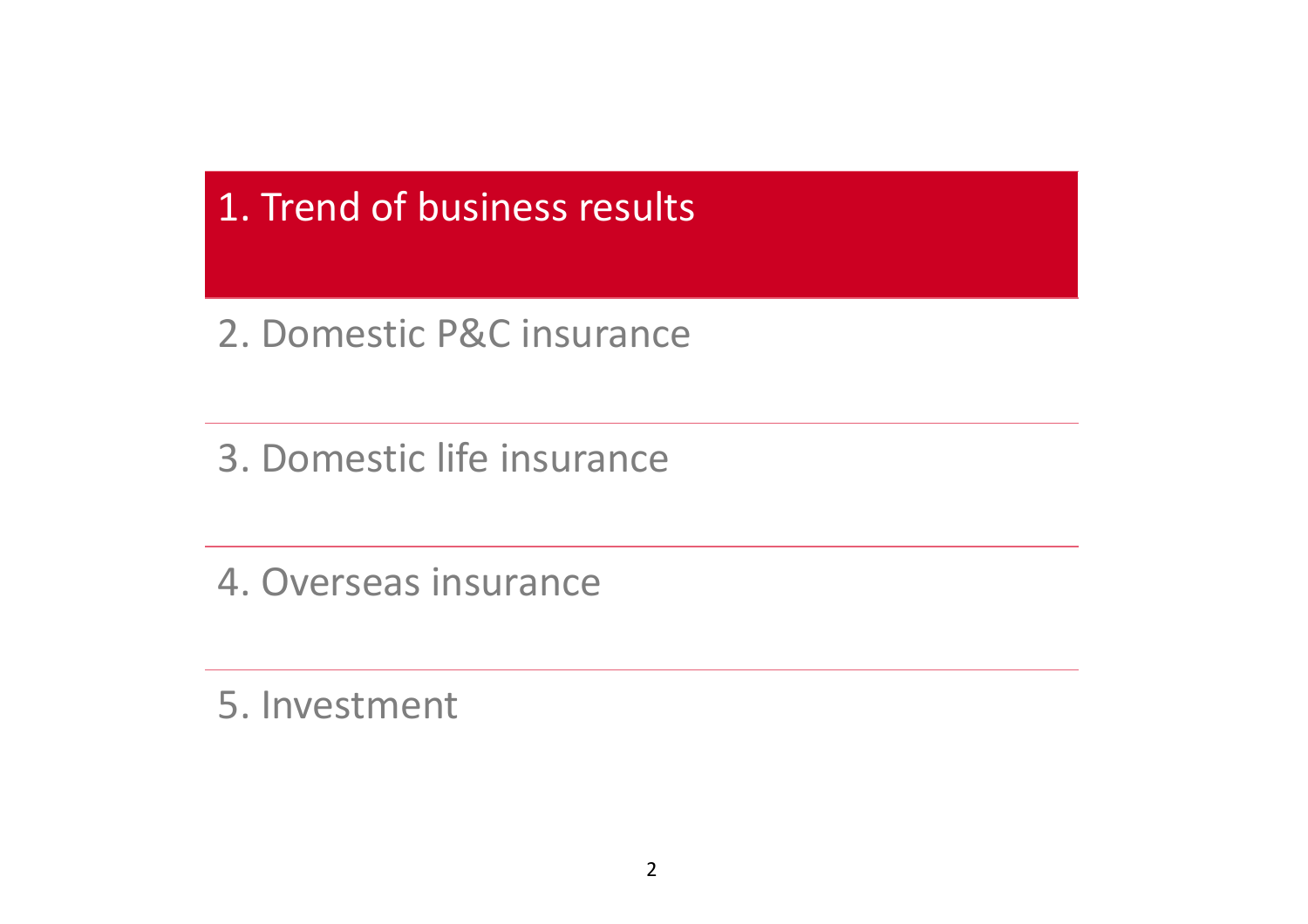1. Trend of business results

2. Domestic P&C insurance

3. Domestic life insurance

4. Overseas insurance

5. Investment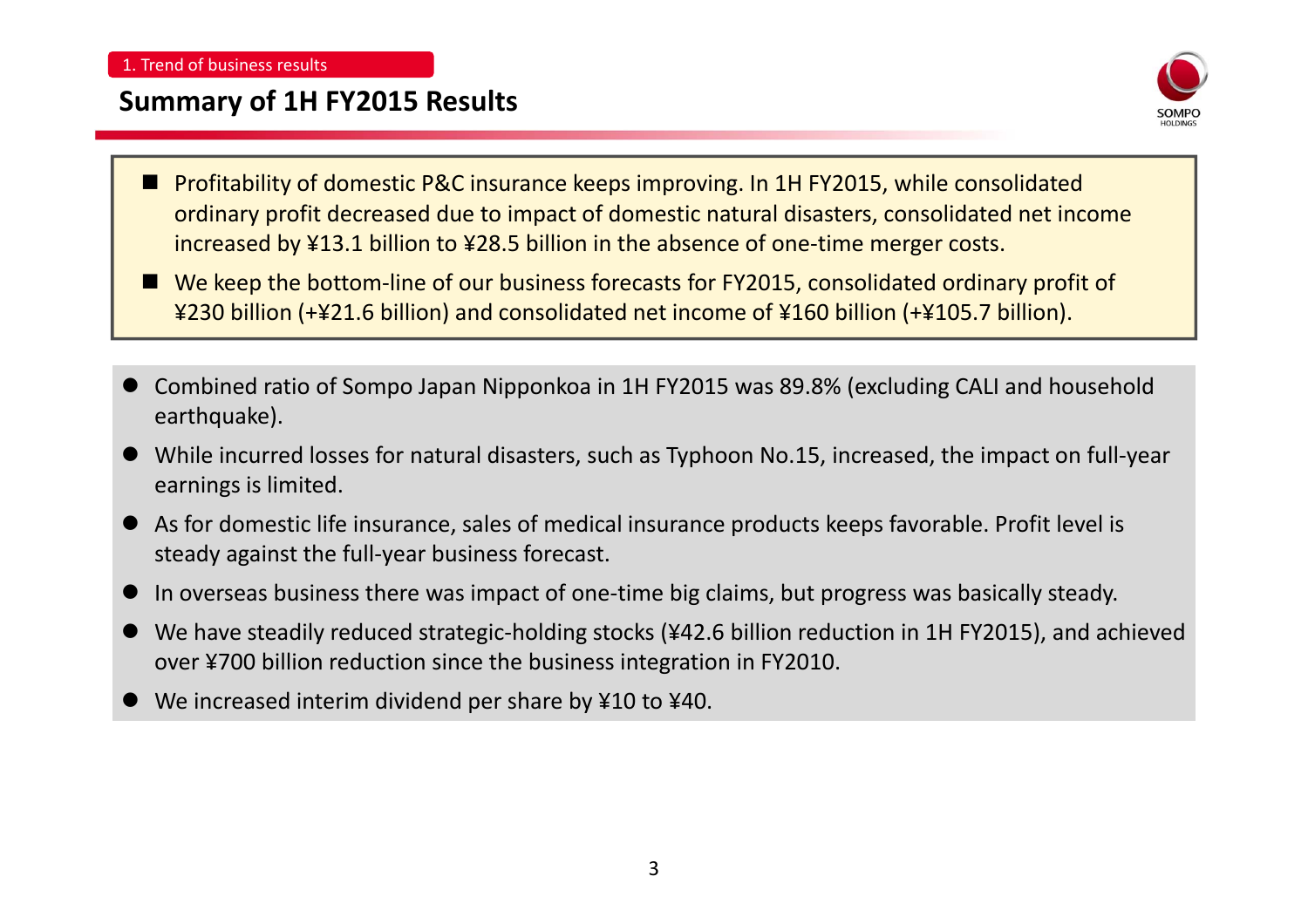1. Trend of business results

## Summary of 1H FY2015 Results

- Profitability of domestic P&C insurance keeps improving. In 1H FY2015, while consolidated ordinary profit decreased due to impact of domestic natural disasters, consolidated net income increased by ¥13.1 billion to ¥28.5 billion in the absence of one-time merger costs.
- We keep the bottom-line of our business forecasts for FY2015, consolidated ordinary profit of ¥230 billion (+¥21.6 billion) and consolidated net income of ¥160 billion (+¥105.7 billion).

- Combined ratio of Sompo Japan Nipponkoa in 1H FY2015 was 89.8% (excluding CALI and household earthquake).
- While incurred losses for natural disasters, such as Typhoon No.15, increased, the impact on full-year earnings is limited.
- As for domestic life insurance, sales of medical insurance products keeps favorable. Profit level is steady against the full-year business forecast.
- In overseas business there was impact of one-time big claims, but progress was basically steady.
- We have steadily reduced strategic-holding stocks (¥42.6 billion reduction in 1H FY2015), and achieved over ¥700 billion reduction since the business integration in FY2010.
- We increased interim dividend per share by ¥10 to ¥40.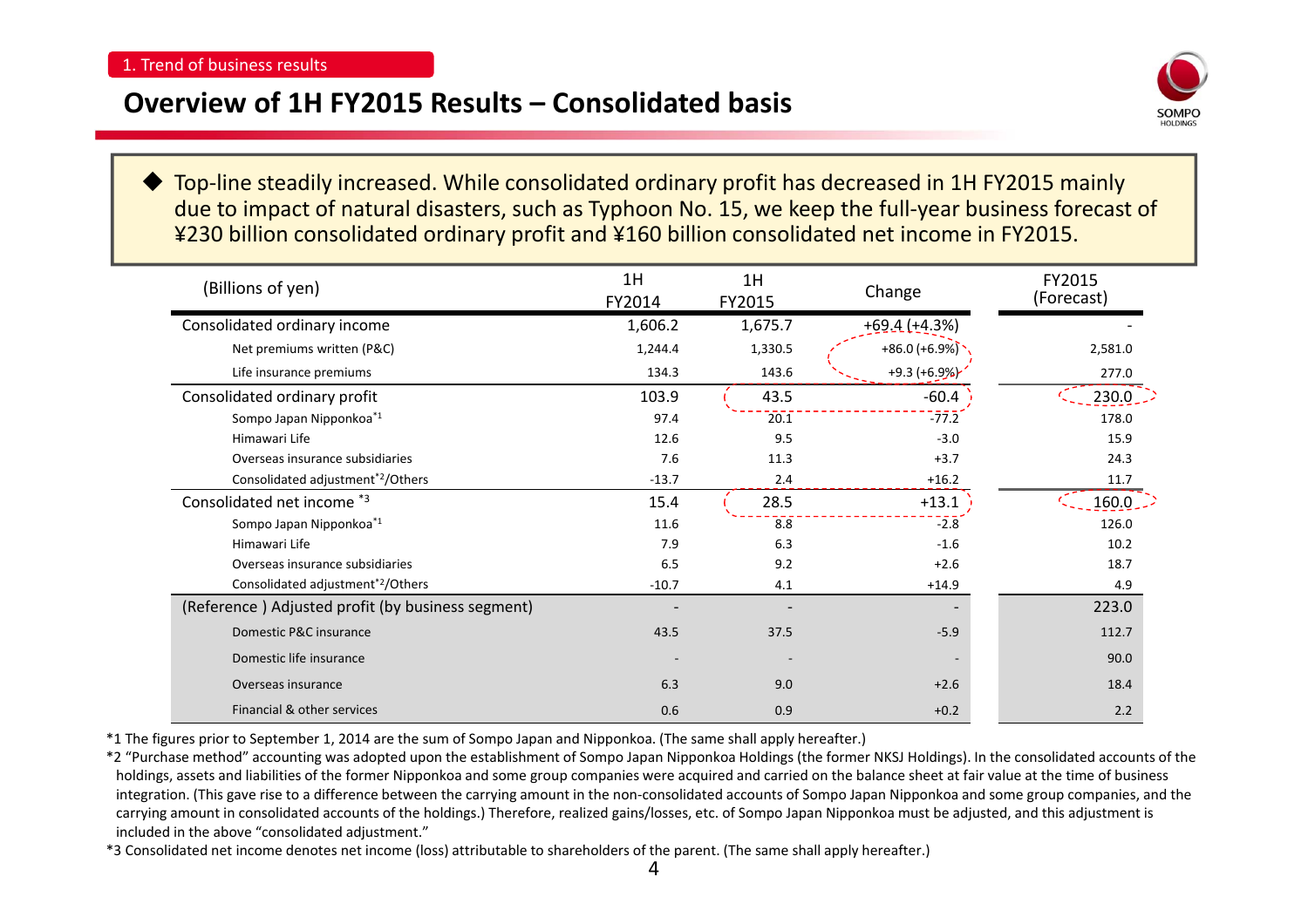1. Trend of business results

# Overview of 1H FY2015 Results – Consolidated basis

- Top-line steadily increased. While consolidated ordinary profit has decreased in 1H FY2015 mainly due to impact of natural disasters, such as Typhoon No. 15, we keep the full-year business forecast of ¥230 billion consolidated ordinary profit and ¥160 billion consolidated net income in FY2015.

| (Billions of yen) | 1H FY2014 | 1H FY2015 | Change | FY2015 (Forecast) |
|---|---|---|---|---|
| Consolidated ordinary income | 1,606.2 | 1,675.7 | +69.4 (+4.3%) | - |
| Net premiums written (P&C) | 1,244.4 | 1,330.5 | +86.0 (+6.9%) | 2,581.0 |
| Life insurance premiums | 134.3 | 143.6 | +9.3 (+6.9%) | 277.0 |
| Consolidated ordinary profit | 103.9 | 43.5 | -60.4 | 230.0 |
| Sompo Japan Nipponkoa*1 | 97.4 | 20.1 | -77.2 | 178.0 |
| Himawari Life | 12.6 | 9.5 | -3.0 | 15.9 |
| Overseas insurance subsidiaries | 7.6 | 11.3 | +3.7 | 24.3 |
| Consolidated adjustment*2/Others | -13.7 | 2.4 | +16.2 | 11.7 |
| Consolidated net income *3 | 15.4 | 28.5 | +13.1 | 160.0 |
| Sompo Japan Nipponkoa*1 | 11.6 | 8.8 | -2.8 | 126.0 |
| Himawari Life | 7.9 | 6.3 | -1.6 | 10.2 |
| Overseas insurance subsidiaries | 6.5 | 9.2 | +2.6 | 18.7 |
| Consolidated adjustment*2/Others | -10.7 | 4.1 | +14.9 | 4.9 |
| (Reference ) Adjusted profit (by business segment) | - | - | - | 223.0 |
| Domestic P&C insurance | 43.5 | 37.5 | -5.9 | 112.7 |
| Domestic life insurance | - | - | - | 90.0 |
| Overseas insurance | 6.3 | 9.0 | +2.6 | 18.4 |
| Financial & other services | 0.6 | 0.9 | +0.2 | 2.2 |

*1 The figures prior to September 1, 2014 are the sum of Sompo Japan and Nipponkoa. (The same shall apply hereafter.)

*2 "Purchase method" accounting was adopted upon the establishment of Sompo Japan Nipponkoa Holdings (the former NKSJ Holdings). In the consolidated accounts of the holdings, assets and liabilities of the former Nipponkoa and some group companies were acquired and carried on the balance sheet at fair value at the time of business integration. (This gave rise to a difference between the carrying amount in the non-consolidated accounts of Sompo Japan Nipponkoa and some group companies, and the carrying amount in consolidated accounts of the holdings.) Therefore, realized gains/losses, etc. of Sompo Japan Nipponkoa must be adjusted, and this adjustment is included in the above "consolidated adjustment."

*3 Consolidated net income denotes net income (loss) attributable to shareholders of the parent. (The same shall apply hereafter.)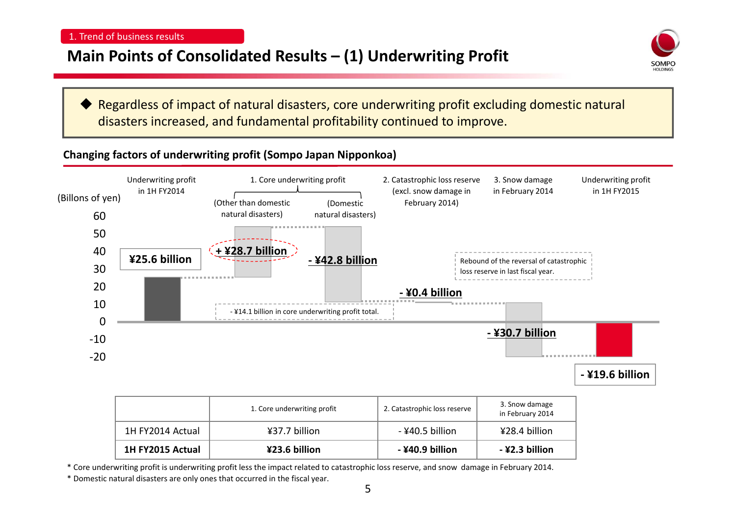1. Trend of business results

# Main Points of Consolidated Results – (1) Underwriting Profit

◆ Regardless of impact of natural disasters, core underwriting profit excluding domestic natural disasters increased, and fundamental profitability continued to improve.

## Changing factors of underwriting profit (Sompo Japan Nipponkoa)

(Billons of yen)

| | Underwriting profit in 1H FY2014 | 1. Core underwriting profit (Other than domestic natural disasters) | 1. Core underwriting profit (Domestic natural disasters) | 2. Catastrophic loss reserve (excl. snow damage in February 2014) | 3. Snow damage in February 2014 | Underwriting profit in 1H FY2015 |
|---|---|---|---|---|---|---|
| | ¥25.6 billion | + ¥28.7 billion | - ¥42.8 billion | - ¥0.4 billion | - ¥30.7 billion | - ¥19.6 billion |

- ¥14.1 billion in core underwriting profit total.

Rebound of the reversal of catastrophic loss reserve in last fiscal year.

| | 1. Core underwriting profit | 2. Catastrophic loss reserve | 3. Snow damage in February 2014 |
|---|---|---|---|
| 1H FY2014 Actual | ¥37.7 billion | - ¥40.5 billion | ¥28.4 billion |
| **1H FY2015 Actual** | **¥23.6 billion** | **- ¥40.9 billion** | **- ¥2.3 billion** |

* Core underwriting profit is underwriting profit less the impact related to catastrophic loss reserve, and snow damage in February 2014.

* Domestic natural disasters are only ones that occurred in the fiscal year.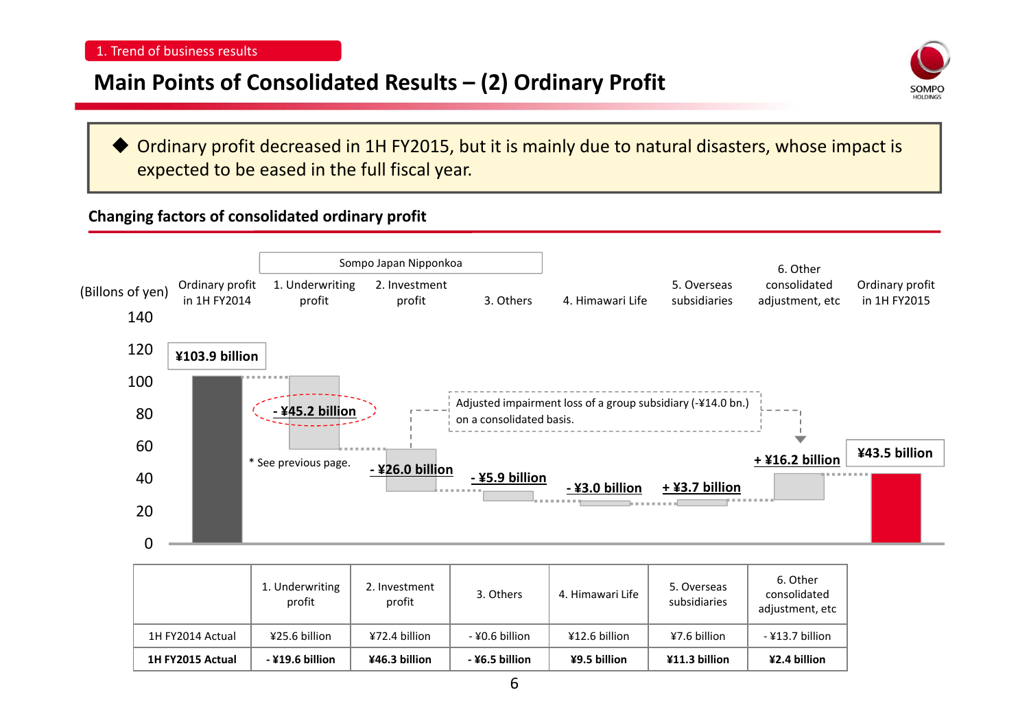1. Trend of business results

# Main Points of Consolidated Results – (2) Ordinary Profit

◆ Ordinary profit decreased in 1H FY2015, but it is mainly due to natural disasters, whose impact is expected to be eased in the full fiscal year.

## Changing factors of consolidated ordinary profit

(Billons of yen)

| | Ordinary profit in 1H FY2014 | 1. Underwriting profit (Sompo Japan Nipponkoa) | 2. Investment profit (Sompo Japan Nipponkoa) | 3. Others (Sompo Japan Nipponkoa) | 4. Himawari Life | 5. Overseas subsidiaries | 6. Other consolidated adjustment, etc | Ordinary profit in 1H FY2015 |
|---|---|---|---|---|---|---|---|---|
| Change | ¥103.9 billion | - ¥45.2 billion | - ¥26.0 billion | - ¥5.9 billion | - ¥3.0 billion | + ¥3.7 billion | + ¥16.2 billion | ¥43.5 billion |

\* See previous page.

Adjusted impairment loss of a group subsidiary (-¥14.0 bn.) on a consolidated basis.

| | 1. Underwriting profit | 2. Investment profit | 3. Others | 4. Himawari Life | 5. Overseas subsidiaries | 6. Other consolidated adjustment, etc |
|---|---|---|---|---|---|---|
| 1H FY2014 Actual | ¥25.6 billion | ¥72.4 billion | - ¥0.6 billion | ¥12.6 billion | ¥7.6 billion | - ¥13.7 billion |
| **1H FY2015 Actual** | **- ¥19.6 billion** | **¥46.3 billion** | **- ¥6.5 billion** | **¥9.5 billion** | **¥11.3 billion** | **¥2.4 billion** |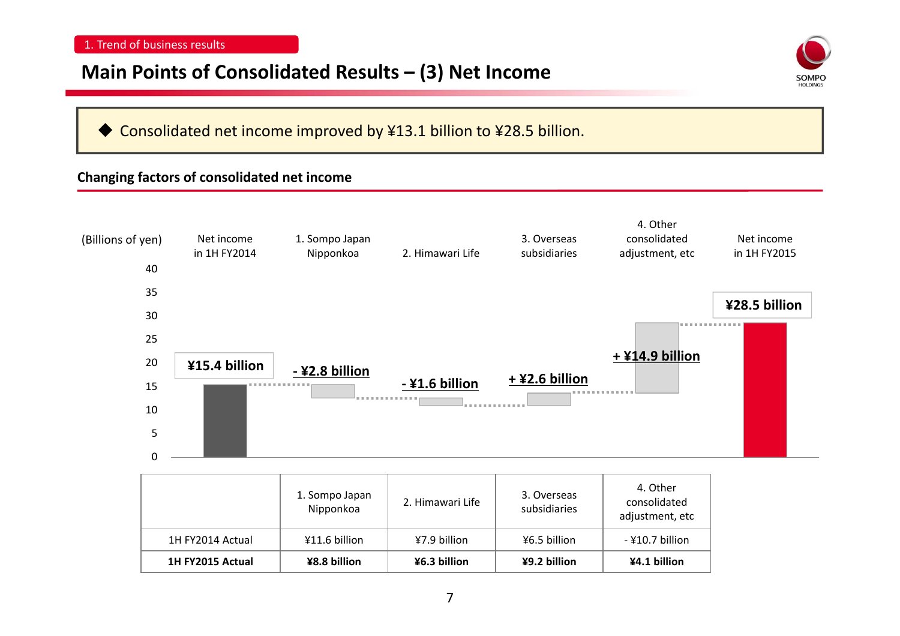1. Trend of business results

# Main Points of Consolidated Results – (3) Net Income

◆ Consolidated net income improved by ¥13.1 billion to ¥28.5 billion.

## Changing factors of consolidated net income

(Billions of yen)

| | Net income in 1H FY2014 | 1. Sompo Japan Nipponkoa | 2. Himawari Life | 3. Overseas subsidiaries | 4. Other consolidated adjustment, etc | Net income in 1H FY2015 |
|---|---|---|---|---|---|---|
| | ¥15.4 billion | - ¥2.8 billion | - ¥1.6 billion | + ¥2.6 billion | + ¥14.9 billion | ¥28.5 billion |

| | 1. Sompo Japan Nipponkoa | 2. Himawari Life | 3. Overseas subsidiaries | 4. Other consolidated adjustment, etc |
|---|---|---|---|---|
| 1H FY2014 Actual | ¥11.6 billion | ¥7.9 billion | ¥6.5 billion | - ¥10.7 billion |
| **1H FY2015 Actual** | **¥8.8 billion** | **¥6.3 billion** | **¥9.2 billion** | **¥4.1 billion** |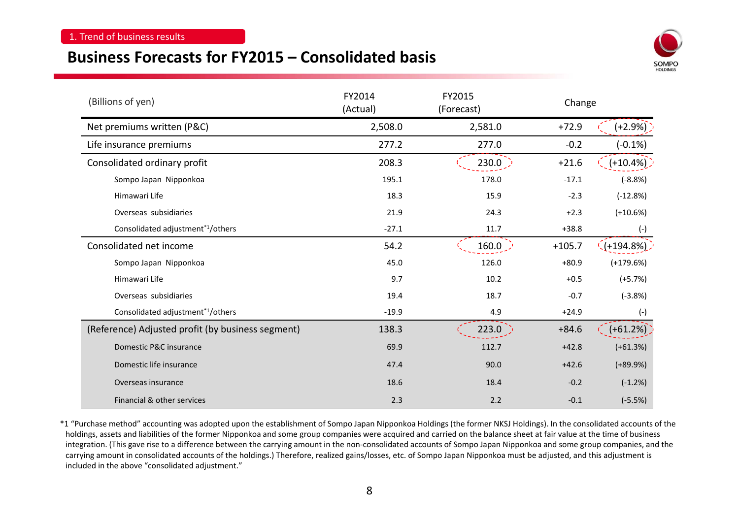1. Trend of business results

# Business Forecasts for FY2015 – Consolidated basis

| (Billions of yen) | FY2014 (Actual) | FY2015 (Forecast) | Change | |
|---|---|---|---|---|
| Net premiums written (P&C) | 2,508.0 | 2,581.0 | +72.9 | (+2.9%) |
| Life insurance premiums | 277.2 | 277.0 | -0.2 | (-0.1%) |
| Consolidated ordinary profit | 208.3 | 230.0 | +21.6 | (+10.4%) |
| Sompo Japan Nipponkoa | 195.1 | 178.0 | -17.1 | (-8.8%) |
| Himawari Life | 18.3 | 15.9 | -2.3 | (-12.8%) |
| Overseas subsidiaries | 21.9 | 24.3 | +2.3 | (+10.6%) |
| Consolidated adjustment*1/others | -27.1 | 11.7 | +38.8 | (-) |
| Consolidated net income | 54.2 | 160.0 | +105.7 | (+194.8%) |
| Sompo Japan Nipponkoa | 45.0 | 126.0 | +80.9 | (+179.6%) |
| Himawari Life | 9.7 | 10.2 | +0.5 | (+5.7%) |
| Overseas subsidiaries | 19.4 | 18.7 | -0.7 | (-3.8%) |
| Consolidated adjustment*1/others | -19.9 | 4.9 | +24.9 | (-) |
| (Reference) Adjusted profit (by business segment) | 138.3 | 223.0 | +84.6 | (+61.2%) |
| Domestic P&C insurance | 69.9 | 112.7 | +42.8 | (+61.3%) |
| Domestic life insurance | 47.4 | 90.0 | +42.6 | (+89.9%) |
| Overseas insurance | 18.6 | 18.4 | -0.2 | (-1.2%) |
| Financial & other services | 2.3 | 2.2 | -0.1 | (-5.5%) |

*1 "Purchase method" accounting was adopted upon the establishment of Sompo Japan Nipponkoa Holdings (the former NKSJ Holdings). In the consolidated accounts of the holdings, assets and liabilities of the former Nipponkoa and some group companies were acquired and carried on the balance sheet at fair value at the time of business integration. (This gave rise to a difference between the carrying amount in the non-consolidated accounts of Sompo Japan Nipponkoa and some group companies, and the carrying amount in consolidated accounts of the holdings.) Therefore, realized gains/losses, etc. of Sompo Japan Nipponkoa must be adjusted, and this adjustment is included in the above "consolidated adjustment."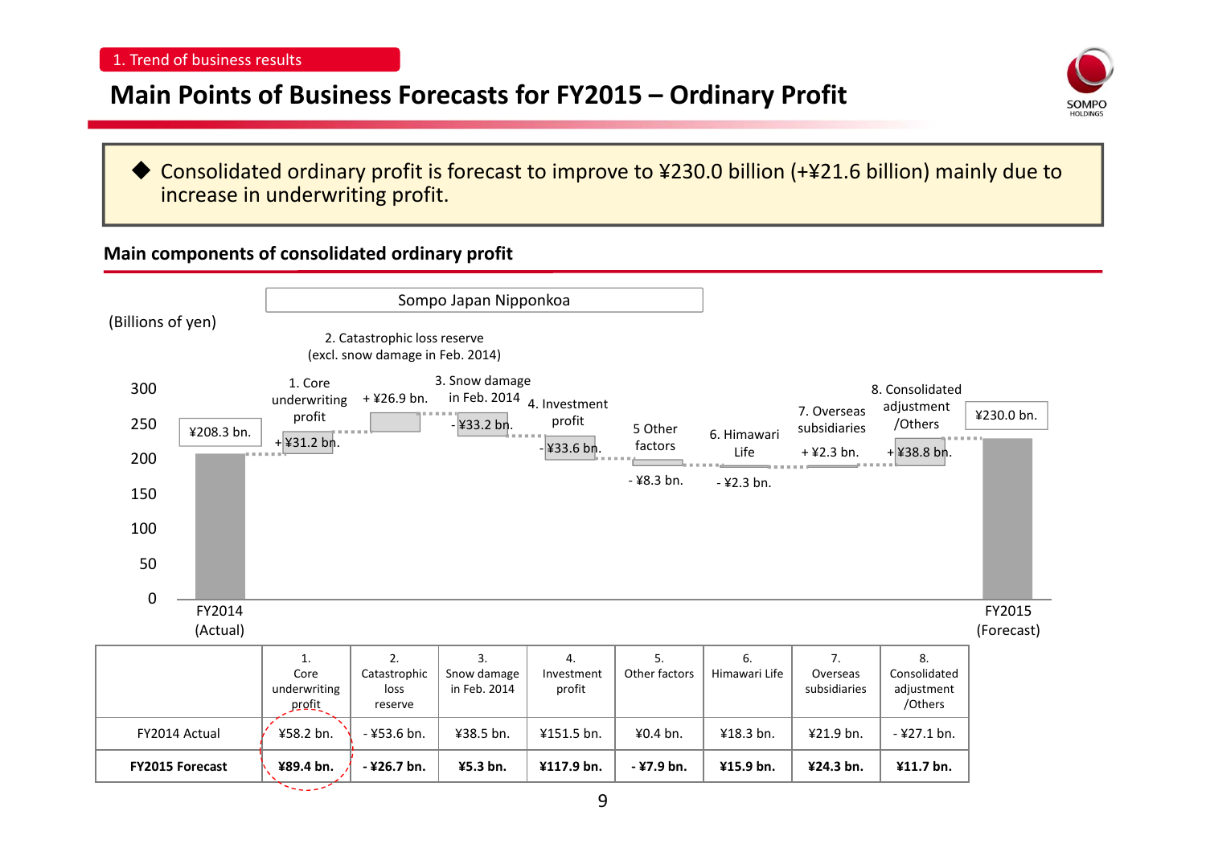# Main Points of Business Forecasts for FY2015 – Ordinary Profit

- Consolidated ordinary profit is forecast to improve to ¥230.0 billion (+¥21.6 billion) mainly due to increase in underwriting profit.

## Main components of consolidated ordinary profit

(Billions of yen)

Sompo Japan Nipponkoa

| Item | Change |
|---|---|
| FY2014 (Actual) | ¥208.3 bn. |
| 1. Core underwriting profit | + ¥31.2 bn. |
| 2. Catastrophic loss reserve (excl. snow damage in Feb. 2014) | + ¥26.9 bn. |
| 3. Snow damage in Feb. 2014 | - ¥33.2 bn. |
| 4. Investment profit | - ¥33.6 bn. |
| 5 Other factors | - ¥8.3 bn. |
| 6. Himawari Life | - ¥2.3 bn. |
| 7. Overseas subsidiaries | + ¥2.3 bn. |
| 8. Consolidated adjustment /Others | + ¥38.8 bn. |
| FY2015 (Forecast) | ¥230.0 bn. |

| | 1. Core underwriting profit | 2. Catastrophic loss reserve | 3. Snow damage in Feb. 2014 | 4. Investment profit | 5. Other factors | 6. Himawari Life | 7. Overseas subsidiaries | 8. Consolidated adjustment /Others |
|---|---|---|---|---|---|---|---|---|
| FY2014 Actual | ¥58.2 bn. | - ¥53.6 bn. | ¥38.5 bn. | ¥151.5 bn. | ¥0.4 bn. | ¥18.3 bn. | ¥21.9 bn. | - ¥27.1 bn. |
| **FY2015 Forecast** | **¥89.4 bn.** | **- ¥26.7 bn.** | **¥5.3 bn.** | **¥117.9 bn.** | **- ¥7.9 bn.** | **¥15.9 bn.** | **¥24.3 bn.** | **¥11.7 bn.** |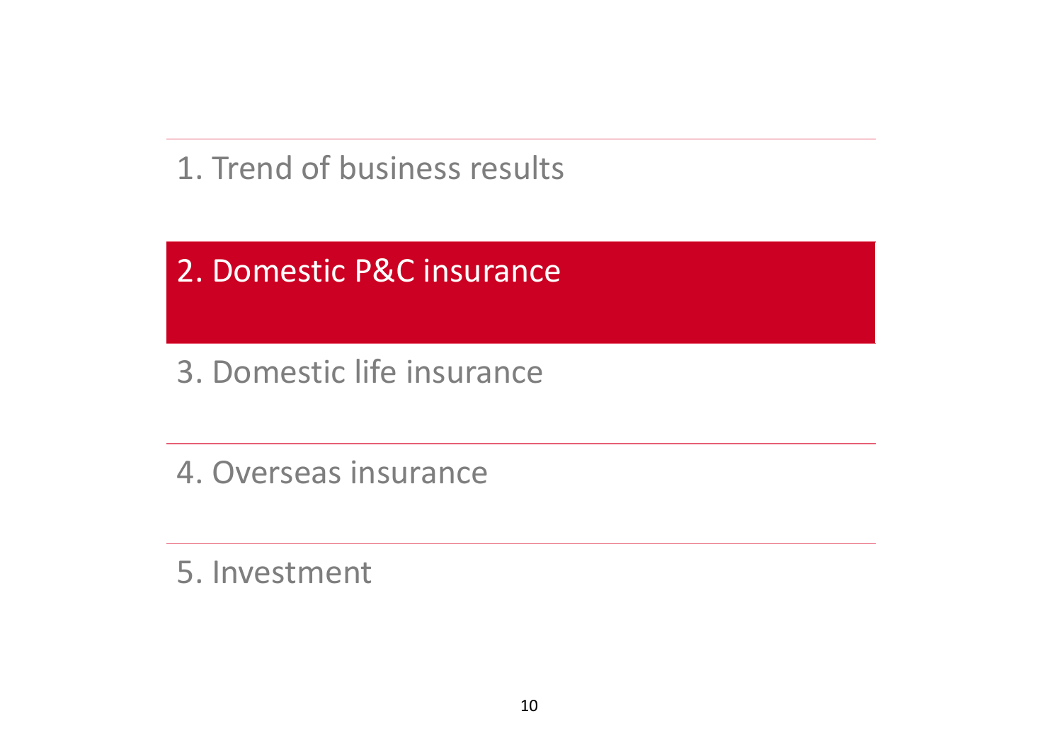1. Trend of business results

## 2. Domestic P&C insurance

3. Domestic life insurance

4. Overseas insurance

5. Investment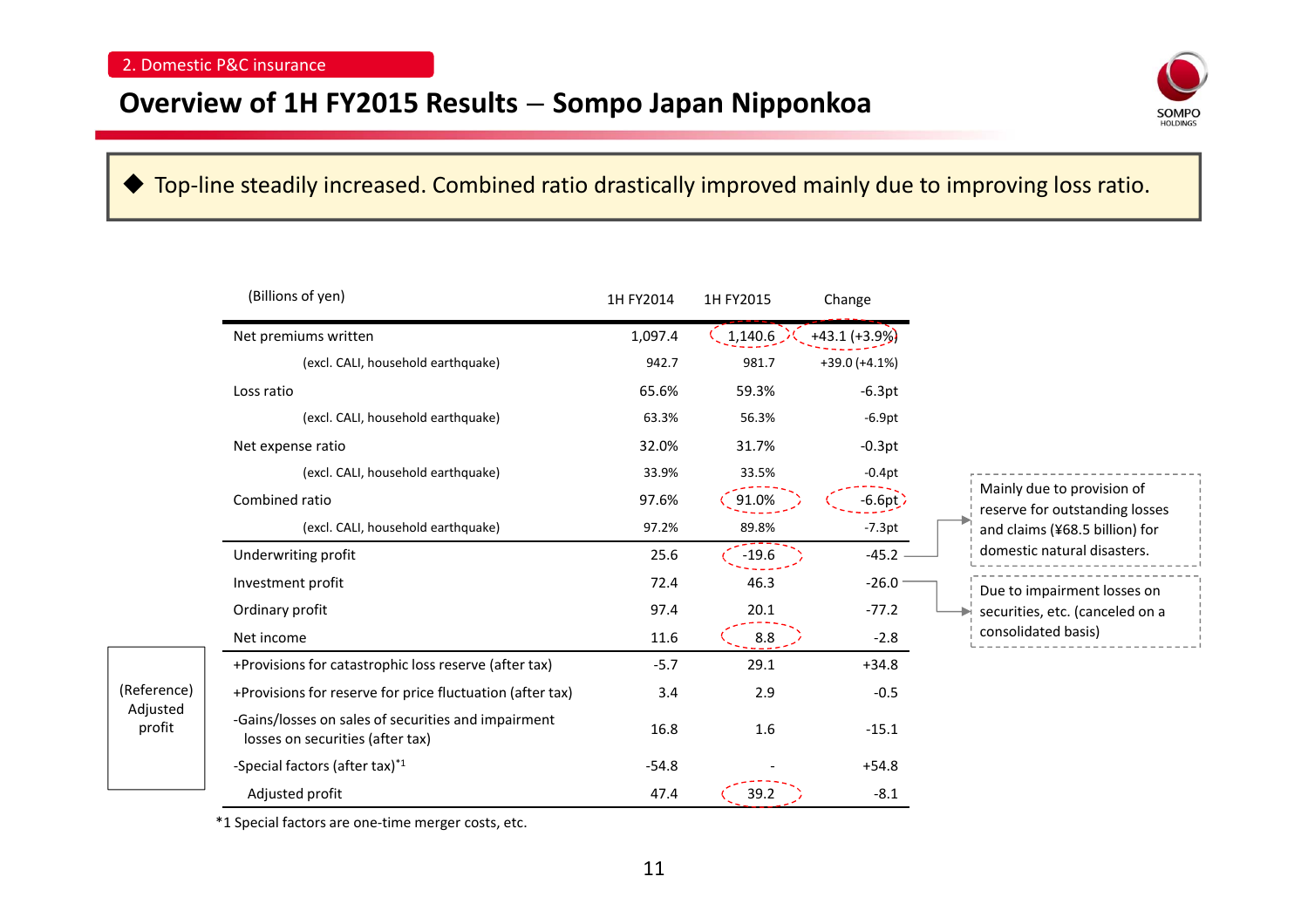2. Domestic P&C insurance

# Overview of 1H FY2015 Results – Sompo Japan Nipponkoa

◆ Top-line steadily increased. Combined ratio drastically improved mainly due to improving loss ratio.

| | (Billions of yen) | 1H FY2014 | 1H FY2015 | Change |
|---|---|---|---|---|
| | Net premiums written | 1,097.4 | 1,140.6 | +43.1 (+3.9%) |
| | (excl. CALI, household earthquake) | 942.7 | 981.7 | +39.0 (+4.1%) |
| | Loss ratio | 65.6% | 59.3% | -6.3pt |
| | (excl. CALI, household earthquake) | 63.3% | 56.3% | -6.9pt |
| | Net expense ratio | 32.0% | 31.7% | -0.3pt |
| | (excl. CALI, household earthquake) | 33.9% | 33.5% | -0.4pt |
| | Combined ratio | 97.6% | 91.0% | -6.6pt |
| | (excl. CALI, household earthquake) | 97.2% | 89.8% | -7.3pt |
| | Underwriting profit | 25.6 | -19.6 | -45.2 |
| | Investment profit | 72.4 | 46.3 | -26.0 |
| | Ordinary profit | 97.4 | 20.1 | -77.2 |
| | Net income | 11.6 | 8.8 | -2.8 |
| (Reference) Adjusted profit | +Provisions for catastrophic loss reserve (after tax) | -5.7 | 29.1 | +34.8 |
| | +Provisions for reserve for price fluctuation (after tax) | 3.4 | 2.9 | -0.5 |
| | -Gains/losses on sales of securities and impairment losses on securities (after tax) | 16.8 | 1.6 | -15.1 |
| | -Special factors (after tax)*1 | -54.8 | - | +54.8 |
| | Adjusted profit | 47.4 | 39.2 | -8.1 |

*1 Special factors are one-time merger costs, etc.

Underwriting profit: Mainly due to provision of reserve for outstanding losses and claims (¥68.5 billion) for domestic natural disasters.

Investment profit: Due to impairment losses on securities, etc. (canceled on a consolidated basis)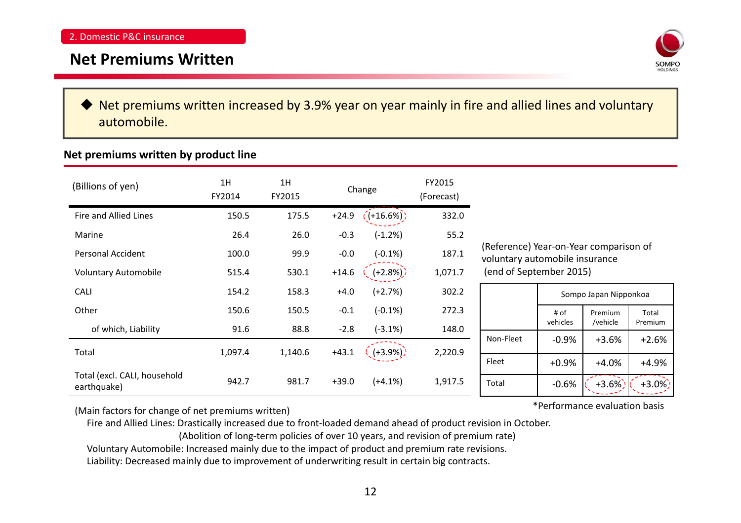2. Domestic P&C insurance

# Net Premiums Written

◆ Net premiums written increased by 3.9% year on year mainly in fire and allied lines and voluntary automobile.

## Net premiums written by product line

| (Billions of yen) | 1H FY2014 | 1H FY2015 | Change | | FY2015 (Forecast) |
|---|---|---|---|---|---|
| Fire and Allied Lines | 150.5 | 175.5 | +24.9 | (+16.6%) | 332.0 |
| Marine | 26.4 | 26.0 | -0.3 | (-1.2%) | 55.2 |
| Personal Accident | 100.0 | 99.9 | -0.0 | (-0.1%) | 187.1 |
| Voluntary Automobile | 515.4 | 530.1 | +14.6 | (+2.8%) | 1,071.7 |
| CALI | 154.2 | 158.3 | +4.0 | (+2.7%) | 302.2 |
| Other | 150.6 | 150.5 | -0.1 | (-0.1%) | 272.3 |
| of which, Liability | 91.6 | 88.8 | -2.8 | (-3.1%) | 148.0 |
| Total | 1,097.4 | 1,140.6 | +43.1 | (+3.9%) | 2,220.9 |
| Total (excl. CALI, household earthquake) | 942.7 | 981.7 | +39.0 | (+4.1%) | 1,917.5 |

(Reference) Year-on-Year comparison of voluntary automobile insurance (end of September 2015)

| | Sompo Japan Nipponkoa | | |
|---|---|---|---|
| | # of vehicles | Premium /vehicle | Total Premium |
| Non-Fleet | -0.9% | +3.6% | +2.6% |
| Fleet | +0.9% | +4.0% | +4.9% |
| Total | -0.6% | +3.6% | +3.0% |

*Performance evaluation basis

(Main factors for change of net premiums written)

Fire and Allied Lines: Drastically increased due to front-loaded demand ahead of product revision in October.
(Abolition of long-term policies of over 10 years, and revision of premium rate)

Voluntary Automobile: Increased mainly due to the impact of product and premium rate revisions.

Liability: Decreased mainly due to improvement of underwriting result in certain big contracts.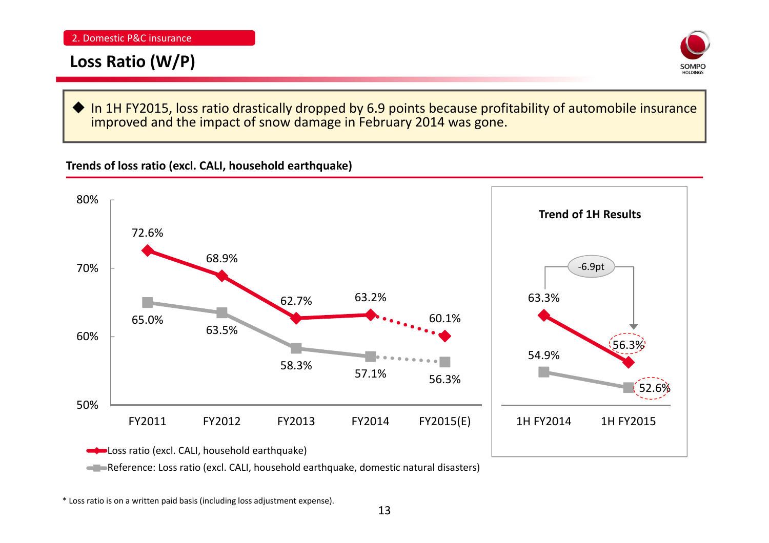2. Domestic P&C insurance

# Loss Ratio (W/P)

◆ In 1H FY2015, loss ratio drastically dropped by 6.9 points because profitability of automobile insurance improved and the impact of snow damage in February 2014 was gone.

**Trends of loss ratio (excl. CALI, household earthquake)**

| | FY2011 | FY2012 | FY2013 | FY2014 | FY2015(E) |
|---|---|---|---|---|---|
| Loss ratio (excl. CALI, household earthquake) | 72.6% | 68.9% | 62.7% | 63.2% | 60.1% |
| Reference: Loss ratio (excl. CALI, household earthquake, domestic natural disasters) | 65.0% | 63.5% | 58.3% | 57.1% | 56.3% |

**Trend of 1H Results**

| | 1H FY2014 | 1H FY2015 |
|---|---|---|
| Loss ratio (excl. CALI, household earthquake) | 63.3% | 56.3% (-6.9pt) |
| Reference: Loss ratio (excl. CALI, household earthquake, domestic natural disasters) | 54.9% | 52.6% |

* Loss ratio is on a written paid basis (including loss adjustment expense).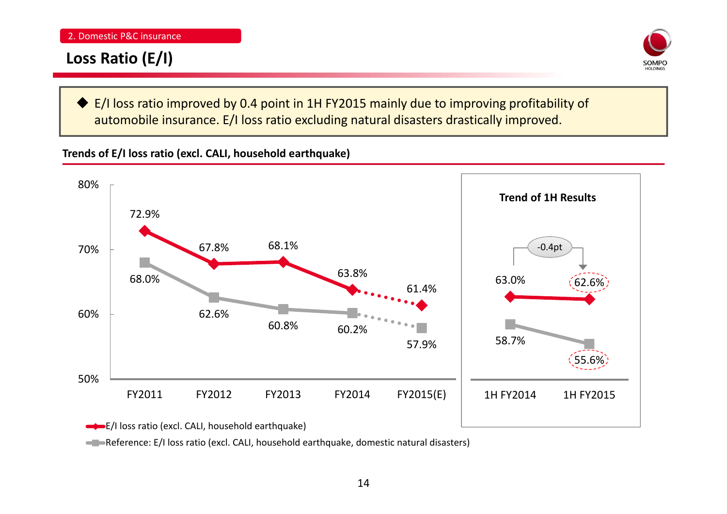2. Domestic P&C insurance

# Loss Ratio (E/I)

◆ E/I loss ratio improved by 0.4 point in 1H FY2015 mainly due to improving profitability of automobile insurance. E/I loss ratio excluding natural disasters drastically improved.

**Trends of E/I loss ratio (excl. CALI, household earthquake)**

| | FY2011 | FY2012 | FY2013 | FY2014 | FY2015(E) |
|---|---|---|---|---|---|
| E/I loss ratio (excl. CALI, household earthquake) | 72.9% | 67.8% | 68.1% | 63.8% | 61.4% |
| Reference: E/I loss ratio (excl. CALI, household earthquake, domestic natural disasters) | 68.0% | 62.6% | 60.8% | 60.2% | 57.9% |

**Trend of 1H Results**

| | 1H FY2014 | 1H FY2015 |
|---|---|---|
| E/I loss ratio (excl. CALI, household earthquake) | 63.0% | 62.6% (-0.4pt) |
| Reference: E/I loss ratio (excl. CALI, household earthquake, domestic natural disasters) | 58.7% | 55.6% |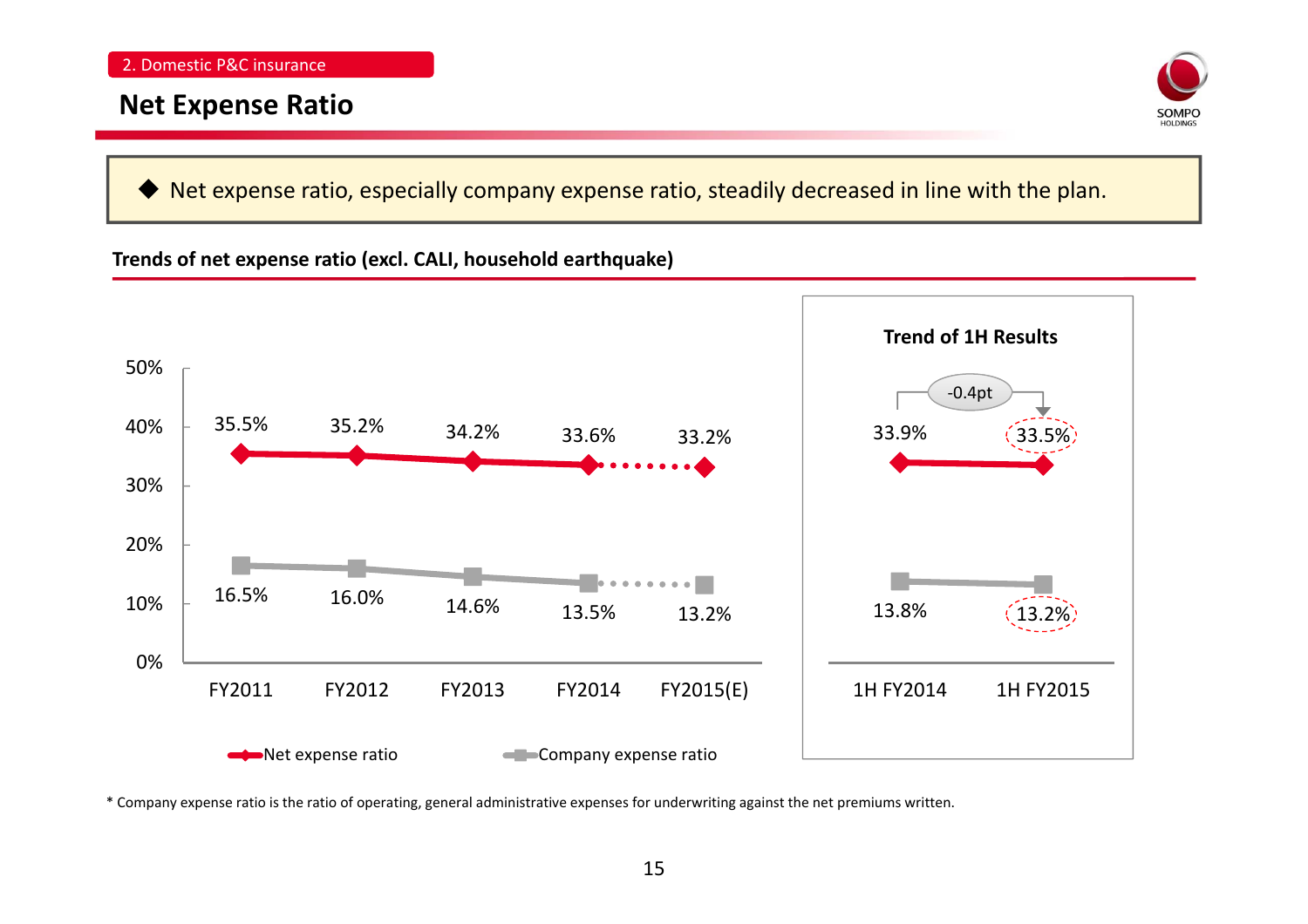2. Domestic P&C insurance

# Net Expense Ratio

◆ Net expense ratio, especially company expense ratio, steadily decreased in line with the plan.

## Trends of net expense ratio (excl. CALI, household earthquake)

| | FY2011 | FY2012 | FY2013 | FY2014 | FY2015(E) |
|---|---|---|---|---|---|
| Net expense ratio | 35.5% | 35.2% | 34.2% | 33.6% | 33.2% |
| Company expense ratio | 16.5% | 16.0% | 14.6% | 13.5% | 13.2% |

### Trend of 1H Results

| | 1H FY2014 | 1H FY2015 |
|---|---|---|
| Net expense ratio | 33.9% | 33.5% (-0.4pt) |
| Company expense ratio | 13.8% | 13.2% |

\* Company expense ratio is the ratio of operating, general administrative expenses for underwriting against the net premiums written.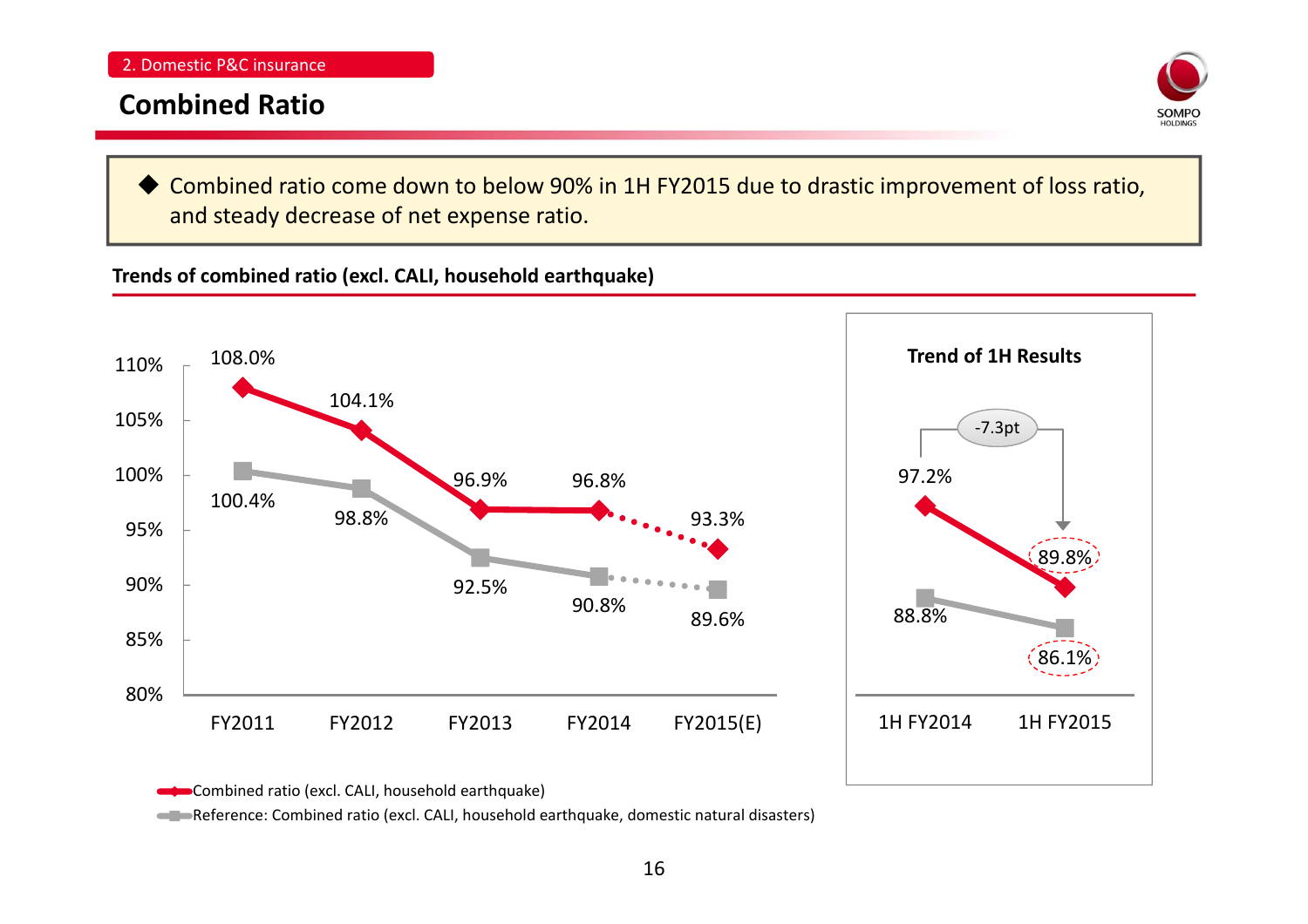2. Domestic P&C insurance

# Combined Ratio

◆ Combined ratio come down to below 90% in 1H FY2015 due to drastic improvement of loss ratio, and steady decrease of net expense ratio.

**Trends of combined ratio (excl. CALI, household earthquake)**

| | FY2011 | FY2012 | FY2013 | FY2014 | FY2015(E) |
|---|---|---|---|---|---|
| Combined ratio (excl. CALI, household earthquake) | 108.0% | 104.1% | 96.9% | 96.8% | 93.3% |
| Reference: Combined ratio (excl. CALI, household earthquake, domestic natural disasters) | 100.4% | 98.8% | 92.5% | 90.8% | 89.6% |

**Trend of 1H Results**

| | 1H FY2014 | 1H FY2015 |
|---|---|---|
| Combined ratio (excl. CALI, household earthquake) | 97.2% | 89.8% |
| Reference: Combined ratio (excl. CALI, household earthquake, domestic natural disasters) | 88.8% | 86.1% |

-7.3pt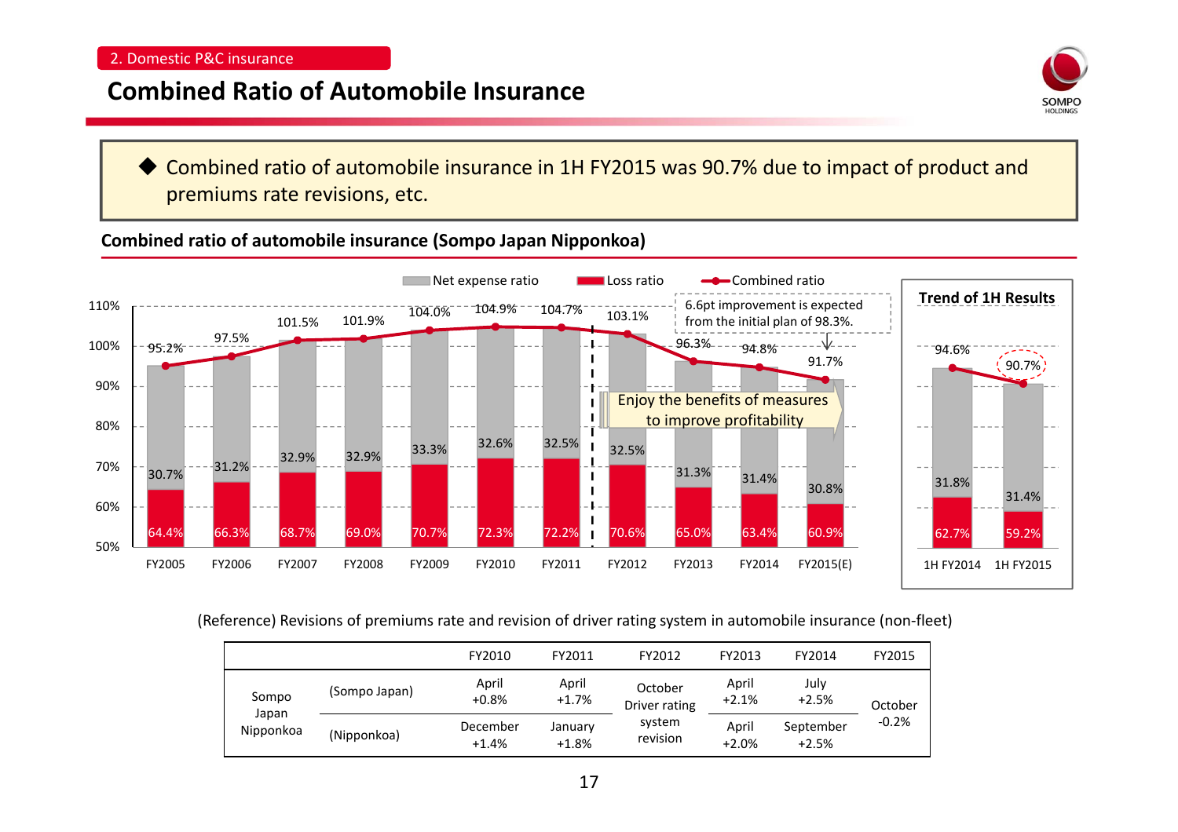2. Domestic P&C insurance

# Combined Ratio of Automobile Insurance

- Combined ratio of automobile insurance in 1H FY2015 was 90.7% due to impact of product and premiums rate revisions, etc.

## Combined ratio of automobile insurance (Sompo Japan Nipponkoa)

| | FY2005 | FY2006 | FY2007 | FY2008 | FY2009 | FY2010 | FY2011 | FY2012 | FY2013 | FY2014 | FY2015(E) |
|---|---|---|---|---|---|---|---|---|---|---|---|
| Net expense ratio | 30.7% | 31.2% | 32.9% | 32.9% | 33.3% | 32.6% | 32.5% | 32.5% | 31.3% | 31.4% | 30.8% |
| Loss ratio | 64.4% | 66.3% | 68.7% | 69.0% | 70.7% | 72.3% | 72.2% | 70.6% | 65.0% | 63.4% | 60.9% |
| Combined ratio | 95.2% | 97.5% | 101.5% | 101.9% | 104.0% | 104.9% | 104.7% | 103.1% | 96.3% | 94.8% | 91.7% |

6.6pt improvement is expected from the initial plan of 98.3%.

Enjoy the benefits of measures to improve profitability

**Trend of 1H Results**

| | 1H FY2014 | 1H FY2015 |
|---|---|---|
| Net expense ratio | 31.8% | 31.4% |
| Loss ratio | 62.7% | 59.2% |
| Combined ratio | 94.6% | 90.7% |

(Reference) Revisions of premiums rate and revision of driver rating system in automobile insurance (non-fleet)

| | | FY2010 | FY2011 | FY2012 | FY2013 | FY2014 | FY2015 |
|---|---|---|---|---|---|---|---|
| Sompo Japan Nipponkoa | (Sompo Japan) | April +0.8% | April +1.7% | October Driver rating system revision | April +2.1% | July +2.5% | October -0.2% |
| | (Nipponkoa) | December +1.4% | January +1.8% | | April +2.0% | September +2.5% | |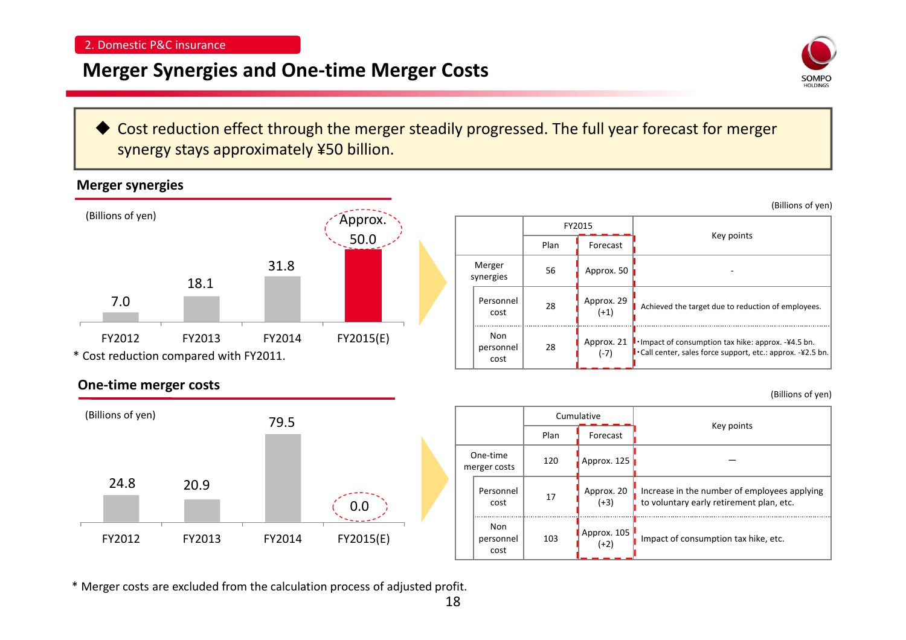2. Domestic P&C insurance

# Merger Synergies and One-time Merger Costs

◆ Cost reduction effect through the merger steadily progressed. The full year forecast for merger synergy stays approximately ¥50 billion.

## Merger synergies

(Billions of yen)

| FY2012 | FY2013 | FY2014 | FY2015(E) |
|---|---|---|---|
| 7.0 | 18.1 | 31.8 | Approx. 50.0 |

\* Cost reduction compared with FY2011.

(Billions of yen)

| | FY2015 Plan | FY2015 Forecast | Key points |
|---|---|---|---|
| Merger synergies | 56 | Approx. 50 | - |
| Personnel cost | 28 | Approx. 29 (+1) | Achieved the target due to reduction of employees. |
| Non personnel cost | 28 | Approx. 21 (-7) | ・Impact of consumption tax hike: approx. -¥4.5 bn.<br>・Call center, sales force support, etc.: approx. -¥2.5 bn. |

## One-time merger costs

(Billions of yen)

| FY2012 | FY2013 | FY2014 | FY2015(E) |
|---|---|---|---|
| 24.8 | 20.9 | 79.5 | 0.0 |

(Billions of yen)

| | Cumulative Plan | Cumulative Forecast | Key points |
|---|---|---|---|
| One-time merger costs | 120 | Approx. 125 | — |
| Personnel cost | 17 | Approx. 20 (+3) | Increase in the number of employees applying to voluntary early retirement plan, etc. |
| Non personnel cost | 103 | Approx. 105 (+2) | Impact of consumption tax hike, etc. |

\* Merger costs are excluded from the calculation process of adjusted profit.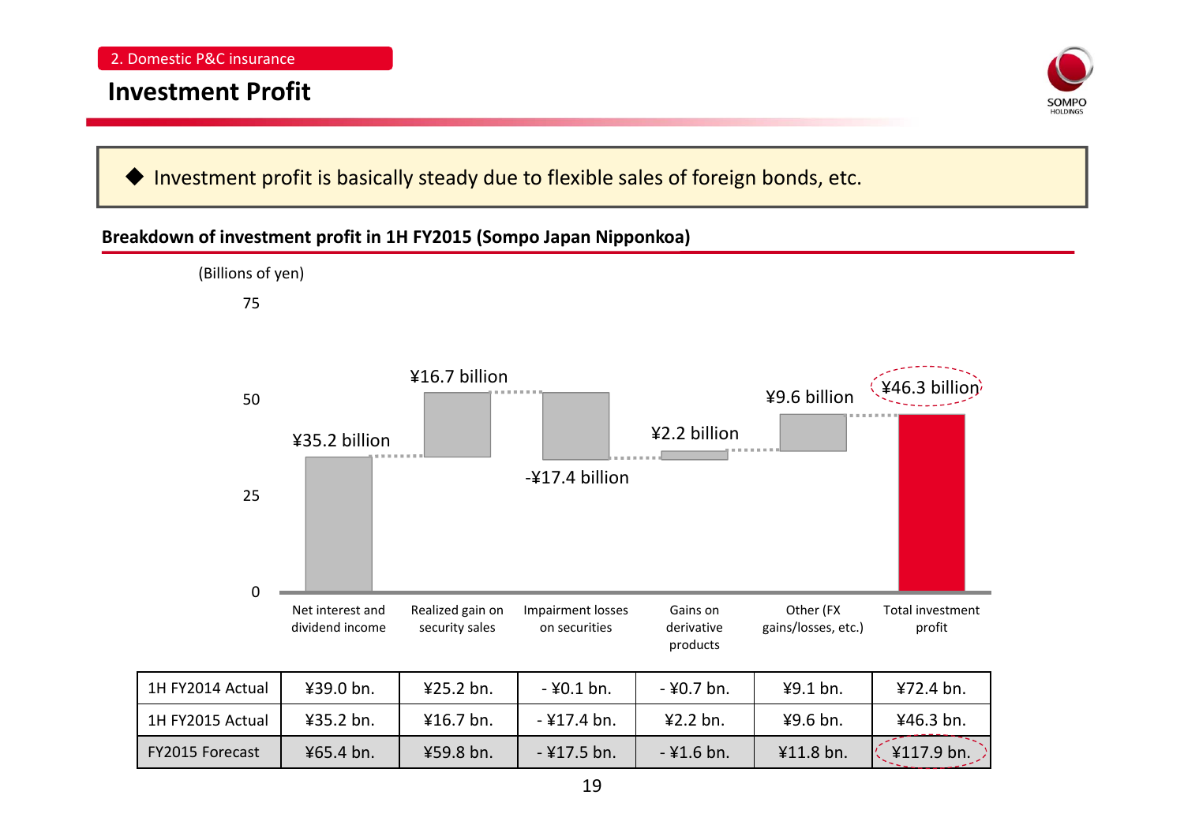2. Domestic P&C insurance

# Investment Profit

◆ Investment profit is basically steady due to flexible sales of foreign bonds, etc.

## Breakdown of investment profit in 1H FY2015 (Sompo Japan Nipponkoa)

(Billions of yen)

| | Net interest and dividend income | Realized gain on security sales | Impairment losses on securities | Gains on derivative products | Other (FX gains/losses, etc.) | Total investment profit |
|---|---|---|---|---|---|---|
| 1H FY2014 Actual | ¥39.0 bn. | ¥25.2 bn. | - ¥0.1 bn. | - ¥0.7 bn. | ¥9.1 bn. | ¥72.4 bn. |
| 1H FY2015 Actual | ¥35.2 bn. | ¥16.7 bn. | - ¥17.4 bn. | ¥2.2 bn. | ¥9.6 bn. | ¥46.3 bn. |
| FY2015 Forecast | ¥65.4 bn. | ¥59.8 bn. | - ¥17.5 bn. | - ¥1.6 bn. | ¥11.8 bn. | ¥117.9 bn. |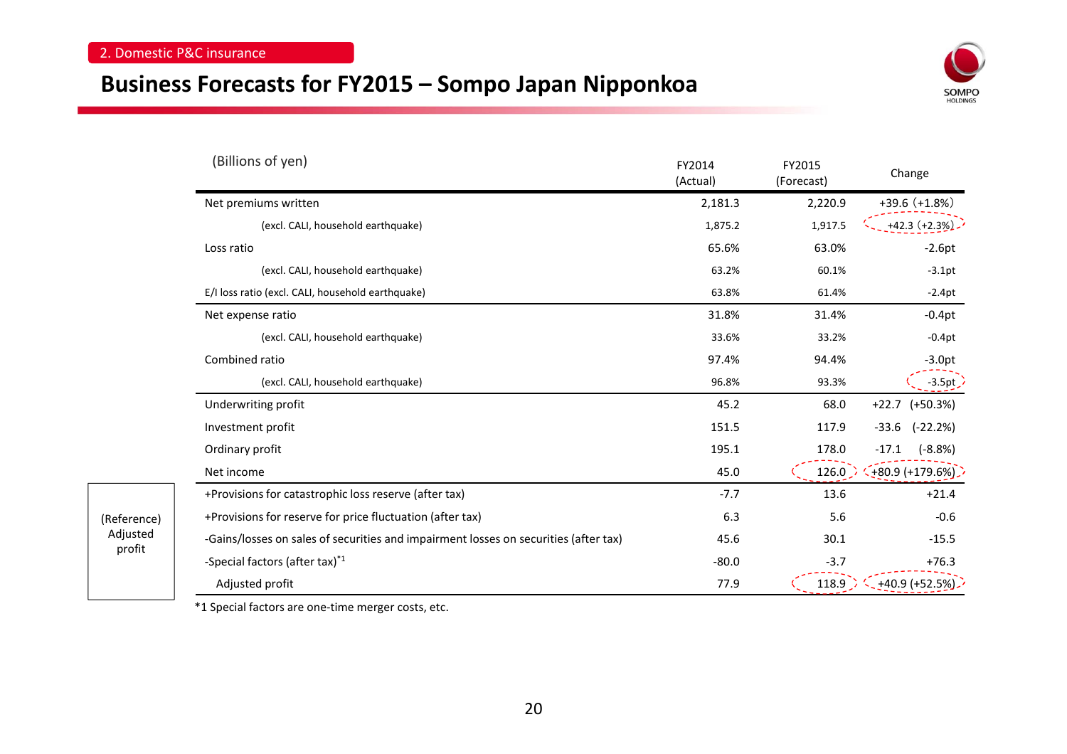2. Domestic P&C insurance

# Business Forecasts for FY2015 – Sompo Japan Nipponkoa

| (Billions of yen) | | FY2014 (Actual) | FY2015 (Forecast) | Change |
|---|---|---|---|---|
| | Net premiums written | 2,181.3 | 2,220.9 | +39.6 (+1.8%) |
| | (excl. CALI, household earthquake) | 1,875.2 | 1,917.5 | +42.3 (+2.3%) |
| | Loss ratio | 65.6% | 63.0% | -2.6pt |
| | (excl. CALI, household earthquake) | 63.2% | 60.1% | -3.1pt |
| | E/I loss ratio (excl. CALI, household earthquake) | 63.8% | 61.4% | -2.4pt |
| | Net expense ratio | 31.8% | 31.4% | -0.4pt |
| | (excl. CALI, household earthquake) | 33.6% | 33.2% | -0.4pt |
| | Combined ratio | 97.4% | 94.4% | -3.0pt |
| | (excl. CALI, household earthquake) | 96.8% | 93.3% | -3.5pt |
| | Underwriting profit | 45.2 | 68.0 | +22.7 (+50.3%) |
| | Investment profit | 151.5 | 117.9 | -33.6 (-22.2%) |
| | Ordinary profit | 195.1 | 178.0 | -17.1 (-8.8%) |
| | Net income | 45.0 | 126.0 | +80.9 (+179.6%) |
| (Reference) Adjusted profit | +Provisions for catastrophic loss reserve (after tax) | -7.7 | 13.6 | +21.4 |
| | +Provisions for reserve for price fluctuation (after tax) | 6.3 | 5.6 | -0.6 |
| | -Gains/losses on sales of securities and impairment losses on securities (after tax) | 45.6 | 30.1 | -15.5 |
| | -Special factors (after tax)[*1] | -80.0 | -3.7 | +76.3 |
| | Adjusted profit | 77.9 | 118.9 | +40.9 (+52.5%) |

*1 Special factors are one-time merger costs, etc.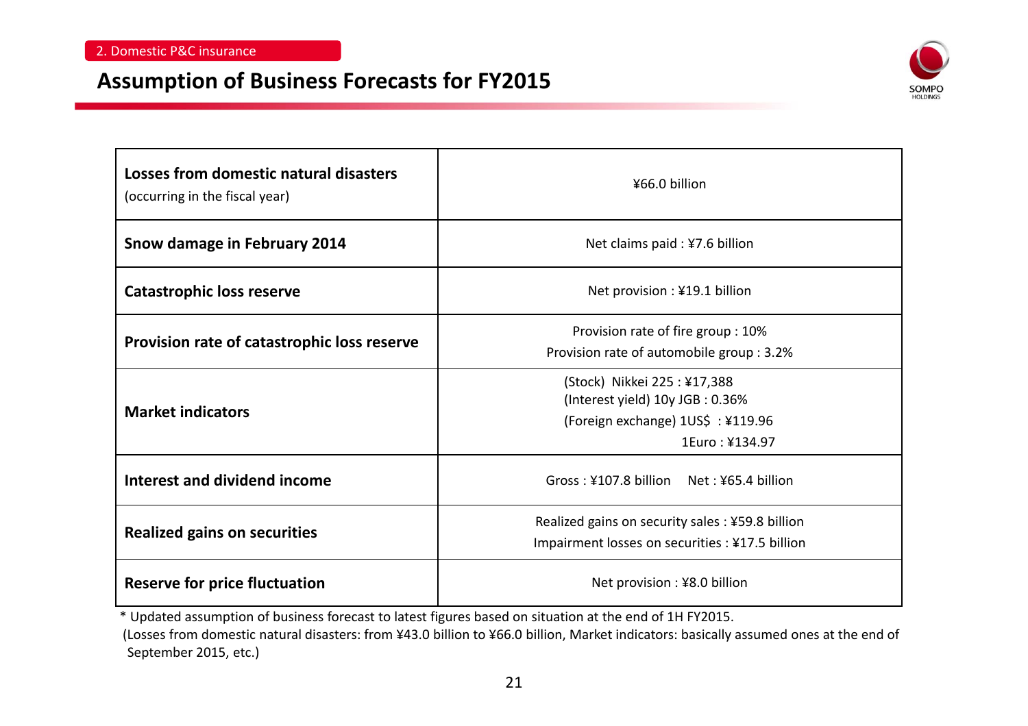2. Domestic P&C insurance

# Assumption of Business Forecasts for FY2015

| | |
|---|---|
| **Losses from domestic natural disasters** (occurring in the fiscal year) | ¥66.0 billion |
| **Snow damage in February 2014** | Net claims paid : ¥7.6 billion |
| **Catastrophic loss reserve** | Net provision : ¥19.1 billion |
| **Provision rate of catastrophic loss reserve** | Provision rate of fire group : 10%<br>Provision rate of automobile group : 3.2% |
| **Market indicators** | (Stock) Nikkei 225 : ¥17,388<br>(Interest yield) 10y JGB : 0.36%<br>(Foreign exchange) 1US$ : ¥119.96<br>1Euro : ¥134.97 |
| **Interest and dividend income** | Gross : ¥107.8 billion  Net : ¥65.4 billion |
| **Realized gains on securities** | Realized gains on security sales : ¥59.8 billion<br>Impairment losses on securities : ¥17.5 billion |
| **Reserve for price fluctuation** | Net provision : ¥8.0 billion |

* Updated assumption of business forecast to latest figures based on situation at the end of 1H FY2015.
(Losses from domestic natural disasters: from ¥43.0 billion to ¥66.0 billion, Market indicators: basically assumed ones at the end of September 2015, etc.)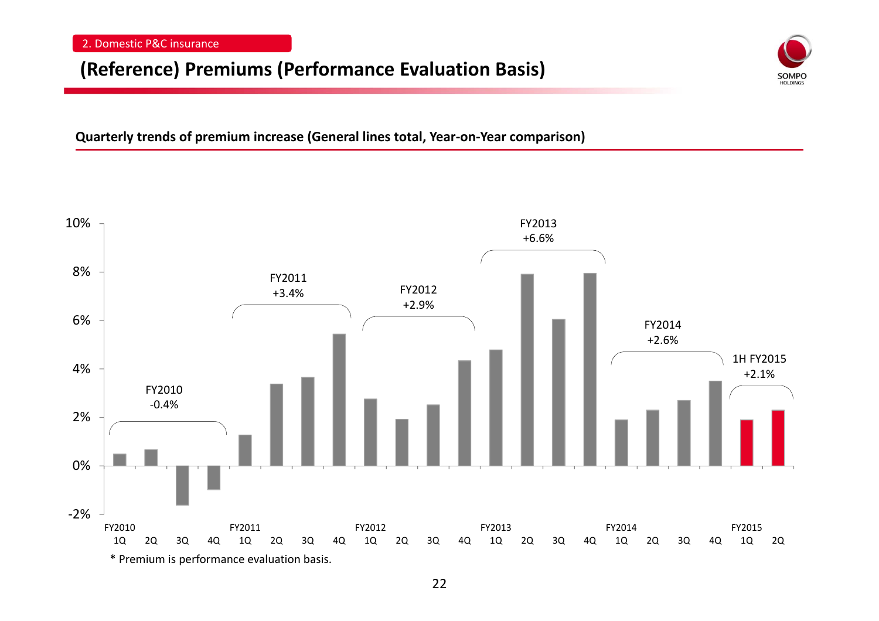2. Domestic P&C insurance

# (Reference) Premiums (Performance Evaluation Basis)

**Quarterly trends of premium increase (General lines total, Year-on-Year comparison)**

| | 1Q | 2Q | 3Q | 4Q | Full year |
|---|---|---|---|---|---|
| FY2010 | | | | | -0.4% |
| FY2011 | | | | | +3.4% |
| FY2012 | | | | | +2.9% |
| FY2013 | | | | | +6.6% |
| FY2014 | | | | | +2.6% |
| FY2015 | | | | | 1H FY2015 +2.1% |

\* Premium is performance evaluation basis.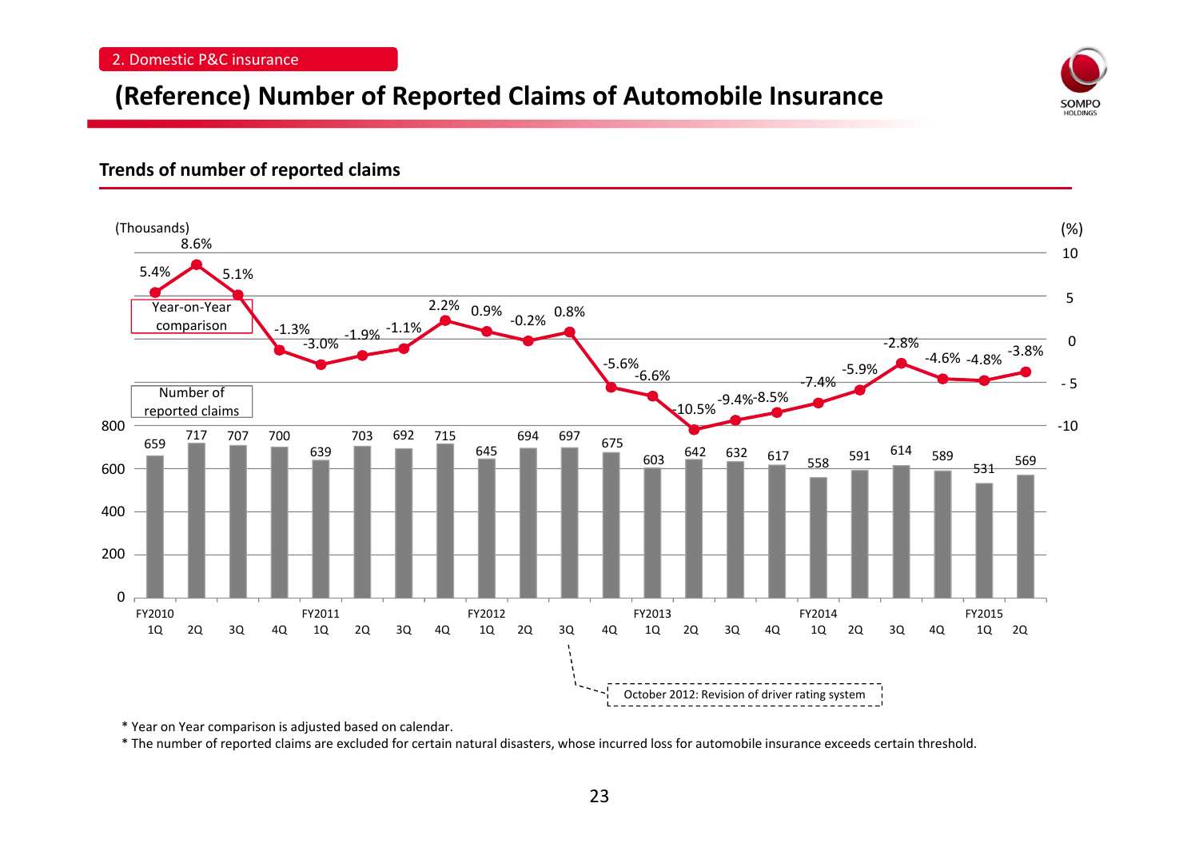2. Domestic P&C insurance

# (Reference) Number of Reported Claims of Automobile Insurance

## Trends of number of reported claims

| Fiscal Year | Quarter | Number of reported claims (Thousands) | Year-on-Year comparison (%) |
|---|---|---|---|
| FY2010 | 1Q | 659 | 5.4% |
| | 2Q | 717 | 8.6% |
| | 3Q | 707 | 5.1% |
| | 4Q | 700 | -1.3% |
| FY2011 | 1Q | 639 | -3.0% |
| | 2Q | 703 | -1.9% |
| | 3Q | 692 | -1.1% |
| | 4Q | 715 | 2.2% |
| FY2012 | 1Q | 645 | 0.9% |
| | 2Q | 694 | -0.2% |
| | 3Q | 697 | 0.8% |
| | 4Q | 675 | -5.6% |
| FY2013 | 1Q | 603 | -6.6% |
| | 2Q | 642 | -10.5% |
| | 3Q | 632 | -9.4% |
| | 4Q | 617 | -8.5% |
| FY2014 | 1Q | 558 | -7.4% |
| | 2Q | 591 | -5.9% |
| | 3Q | 614 | -2.8% |
| | 4Q | 589 | -4.6% |
| FY2015 | 1Q | 531 | -4.8% |
| | 2Q | 569 | -3.8% |

October 2012: Revision of driver rating system (FY2012 3Q)

\* Year on Year comparison is adjusted based on calendar.

\* The number of reported claims are excluded for certain natural disasters, whose incurred loss for automobile insurance exceeds certain threshold.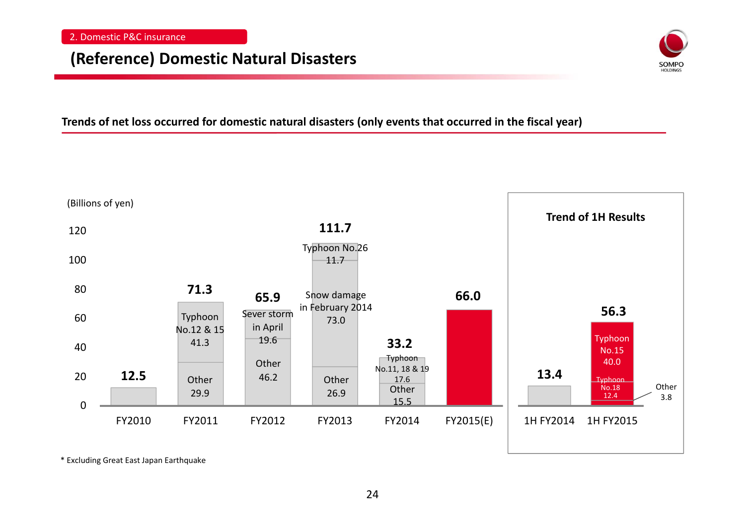2. Domestic P&C insurance

# (Reference) Domestic Natural Disasters

## Trends of net loss occurred for domestic natural disasters (only events that occurred in the fiscal year)

(Billions of yen)

| | FY2010 | FY2011 | FY2012 | FY2013 | FY2014 | FY2015(E) |
|---|---|---|---|---|---|---|
| Total | 12.5 | 71.3 | 65.9 | 111.7 | 33.2 | 66.0 |
| Typhoon No.26 | | | | 11.7 | | |
| Snow damage in February 2014 | | | | 73.0 | | |
| Typhoon No.12 & 15 | | 41.3 | | | | |
| Sever storm in April | | | 19.6 | | | |
| Typhoon No.11, 18 & 19 | | | | | 17.6 | |
| Other | | 29.9 | 46.2 | 26.9 | 15.5 | |

### Trend of 1H Results

| | 1H FY2014 | 1H FY2015 |
|---|---|---|
| Total | 13.4 | 56.3 |
| Typhoon No.15 | | 40.0 |
| Typhoon No.18 | | 12.4 |
| Other | | 3.8 |

\* Excluding Great East Japan Earthquake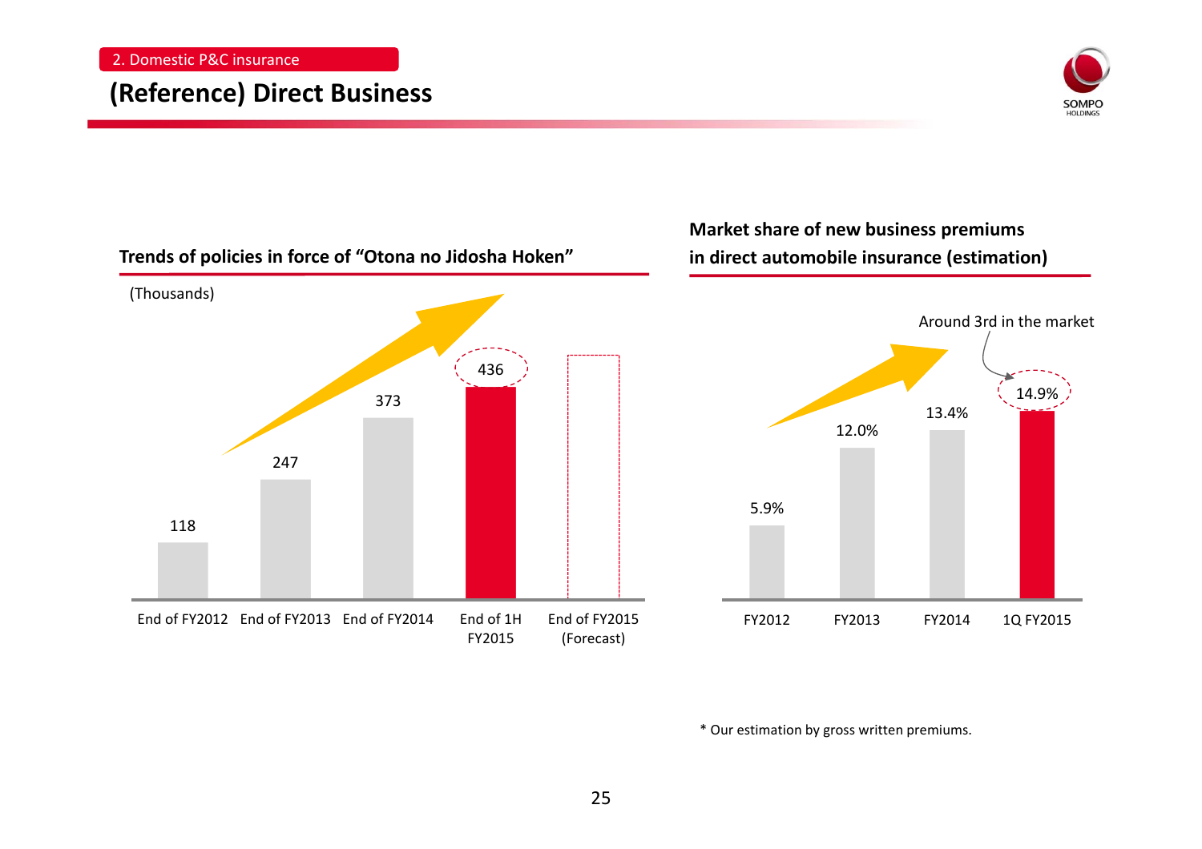## 2. Domestic P&C insurance

# (Reference) Direct Business

### Trends of policies in force of "Otona no Jidosha Hoken"

(Thousands)

| End of FY2012 | End of FY2013 | End of FY2014 | End of 1H FY2015 | End of FY2015 (Forecast) |
|---|---|---|---|---|
| 118 | 247 | 373 | 436 | |

### Market share of new business premiums in direct automobile insurance (estimation)

| FY2012 | FY2013 | FY2014 | 1Q FY2015 |
|---|---|---|---|
| 5.9% | 12.0% | 13.4% | 14.9% |

Around 3rd in the market

* Our estimation by gross written premiums.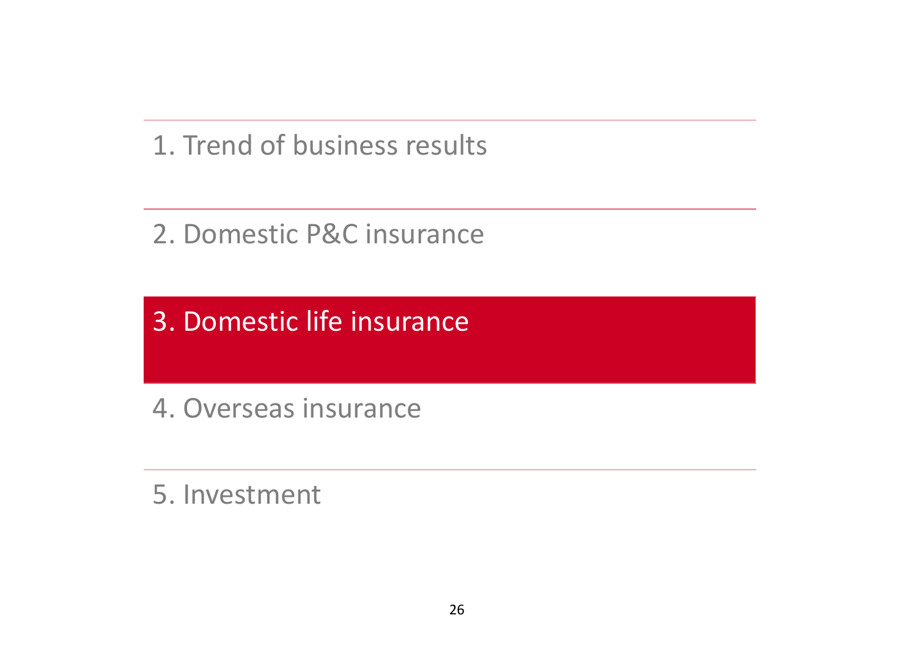1. Trend of business results

2. Domestic P&C insurance

## 3. Domestic life insurance

4. Overseas insurance

5. Investment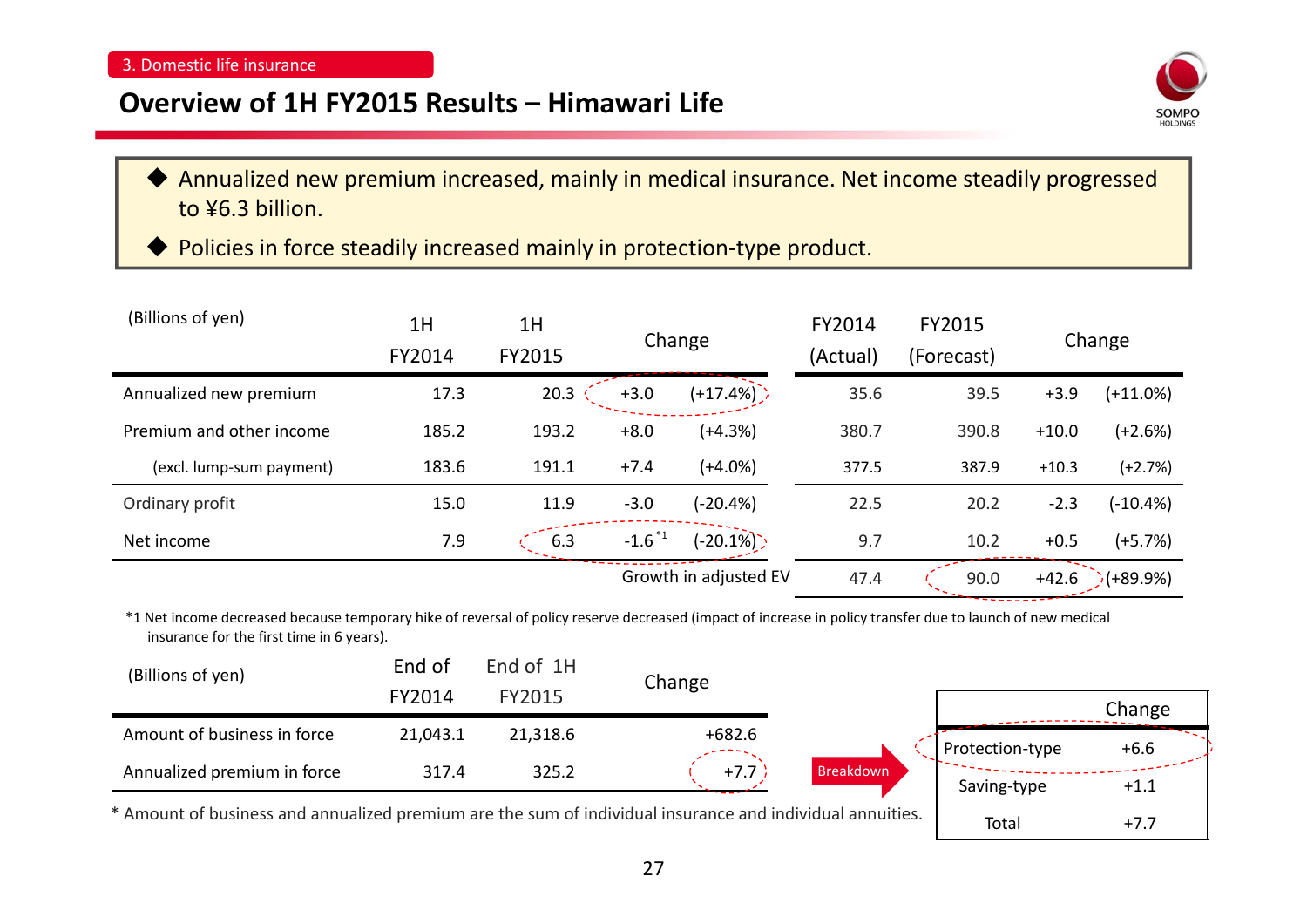3. Domestic life insurance

# Overview of 1H FY2015 Results – Himawari Life

- Annualized new premium increased, mainly in medical insurance. Net income steadily progressed to ¥6.3 billion.
- Policies in force steadily increased mainly in protection-type product.

| (Billions of yen) | 1H FY2014 | 1H FY2015 | Change | | FY2014 (Actual) | FY2015 (Forecast) | Change | |
|---|---|---|---|---|---|---|---|---|
| Annualized new premium | 17.3 | 20.3 | +3.0 | (+17.4%) | 35.6 | 39.5 | +3.9 | (+11.0%) |
| Premium and other income | 185.2 | 193.2 | +8.0 | (+4.3%) | 380.7 | 390.8 | +10.0 | (+2.6%) |
| (excl. lump-sum payment) | 183.6 | 191.1 | +7.4 | (+4.0%) | 377.5 | 387.9 | +10.3 | (+2.7%) |
| Ordinary profit | 15.0 | 11.9 | -3.0 | (-20.4%) | 22.5 | 20.2 | -2.3 | (-10.4%) |
| Net income | 7.9 | 6.3 | -1.6 [*1] | (-20.1%) | 9.7 | 10.2 | +0.5 | (+5.7%) |
| | | | Growth in adjusted EV | | 47.4 | 90.0 | +42.6 | (+89.9%) |

*1 Net income decreased because temporary hike of reversal of policy reserve decreased (impact of increase in policy transfer due to launch of new medical insurance for the first time in 6 years).

| (Billions of yen) | End of FY2014 | End of 1H FY2015 | Change |
|---|---|---|---|
| Amount of business in force | 21,043.1 | 21,318.6 | +682.6 |
| Annualized premium in force | 317.4 | 325.2 | +7.7 |

\* Amount of business and annualized premium are the sum of individual insurance and individual annuities.

Breakdown

| | Change |
|---|---|
| Protection-type | +6.6 |
| Saving-type | +1.1 |
| Total | +7.7 |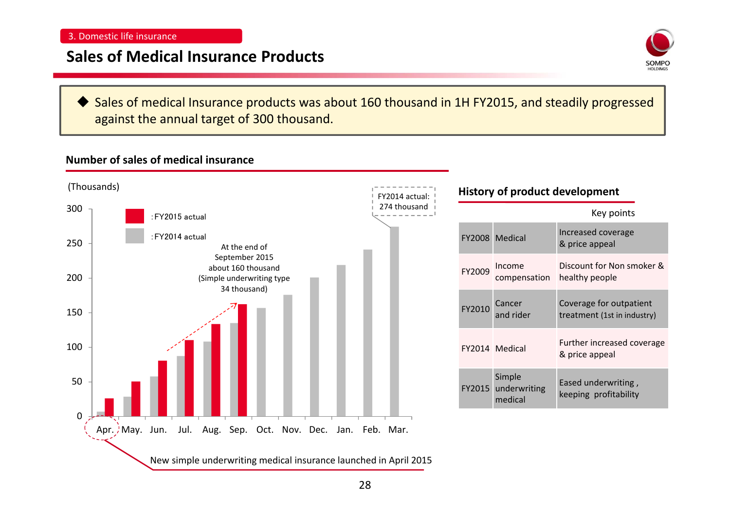3. Domestic life insurance

# Sales of Medical Insurance Products

◆ Sales of medical Insurance products was about 160 thousand in 1H FY2015, and steadily progressed against the annual target of 300 thousand.

## Number of sales of medical insurance

(Thousands)

: FY2015 actual

: FY2014 actual

FY2014 actual: 274 thousand

At the end of September 2015 about 160 thousand (Simple underwriting type 34 thousand)

Apr. May. Jun. Jul. Aug. Sep. Oct. Nov. Dec. Jan. Feb. Mar.

New simple underwriting medical insurance launched in April 2015

## History of product development

| | | Key points |
|---|---|---|
| FY2008 | Medical | Increased coverage & price appeal |
| FY2009 | Income compensation | Discount for Non smoker & healthy people |
| FY2010 | Cancer and rider | Coverage for outpatient treatment (1st in industry) |
| FY2014 | Medical | Further increased coverage & price appeal |
| FY2015 | Simple underwriting medical | Eased underwriting , keeping profitability |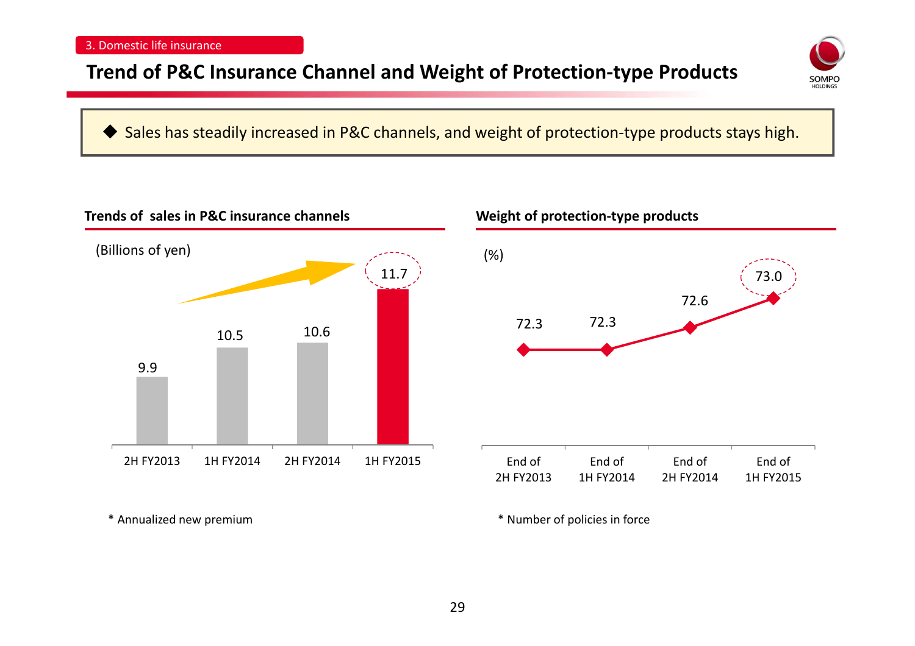3. Domestic life insurance

# Trend of P&C Insurance Channel and Weight of Protection-type Products

◆ Sales has steadily increased in P&C channels, and weight of protection-type products stays high.

### Trends of sales in P&C insurance channels

(Billions of yen)

| 2H FY2013 | 1H FY2014 | 2H FY2014 | 1H FY2015 |
|---|---|---|---|
| 9.9 | 10.5 | 10.6 | 11.7 |

\* Annualized new premium

### Weight of protection-type products

(%)

| End of 2H FY2013 | End of 1H FY2014 | End of 2H FY2014 | End of 1H FY2015 |
|---|---|---|---|
| 72.3 | 72.3 | 72.6 | 73.0 |

\* Number of policies in force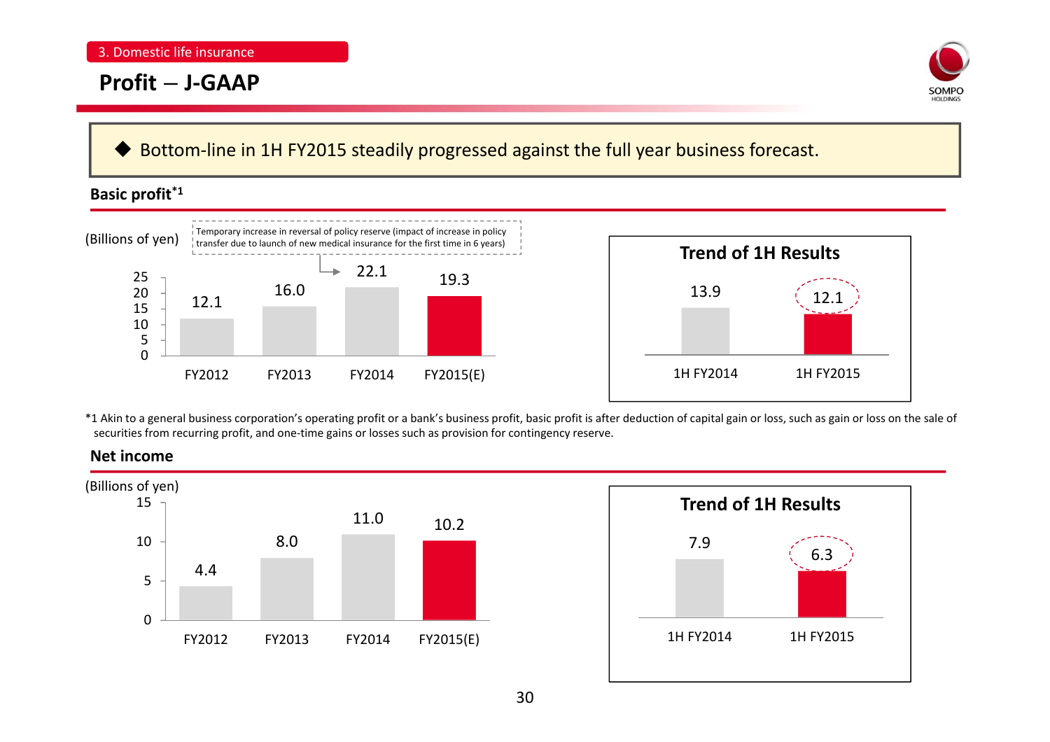3. Domestic life insurance

# Profit ─ J-GAAP

◆ Bottom-line in 1H FY2015 steadily progressed against the full year business forecast.

## Basic profit[*1]

(Billions of yen)

Temporary increase in reversal of policy reserve (impact of increase in policy transfer due to launch of new medical insurance for the first time in 6 years)

| | FY2012 | FY2013 | FY2014 | FY2015(E) |
|---|---|---|---|---|
| Basic profit | 12.1 | 16.0 | 22.1 | 19.3 |

**Trend of 1H Results**

| | 1H FY2014 | 1H FY2015 |
|---|---|---|
| Basic profit | 13.9 | 12.1 |

*1 Akin to a general business corporation's operating profit or a bank's business profit, basic profit is after deduction of capital gain or loss, such as gain or loss on the sale of securities from recurring profit, and one-time gains or losses such as provision for contingency reserve.

## Net income

(Billions of yen)

| | FY2012 | FY2013 | FY2014 | FY2015(E) |
|---|---|---|---|---|
| Net income | 4.4 | 8.0 | 11.0 | 10.2 |

**Trend of 1H Results**

| | 1H FY2014 | 1H FY2015 |
|---|---|---|
| Net income | 7.9 | 6.3 |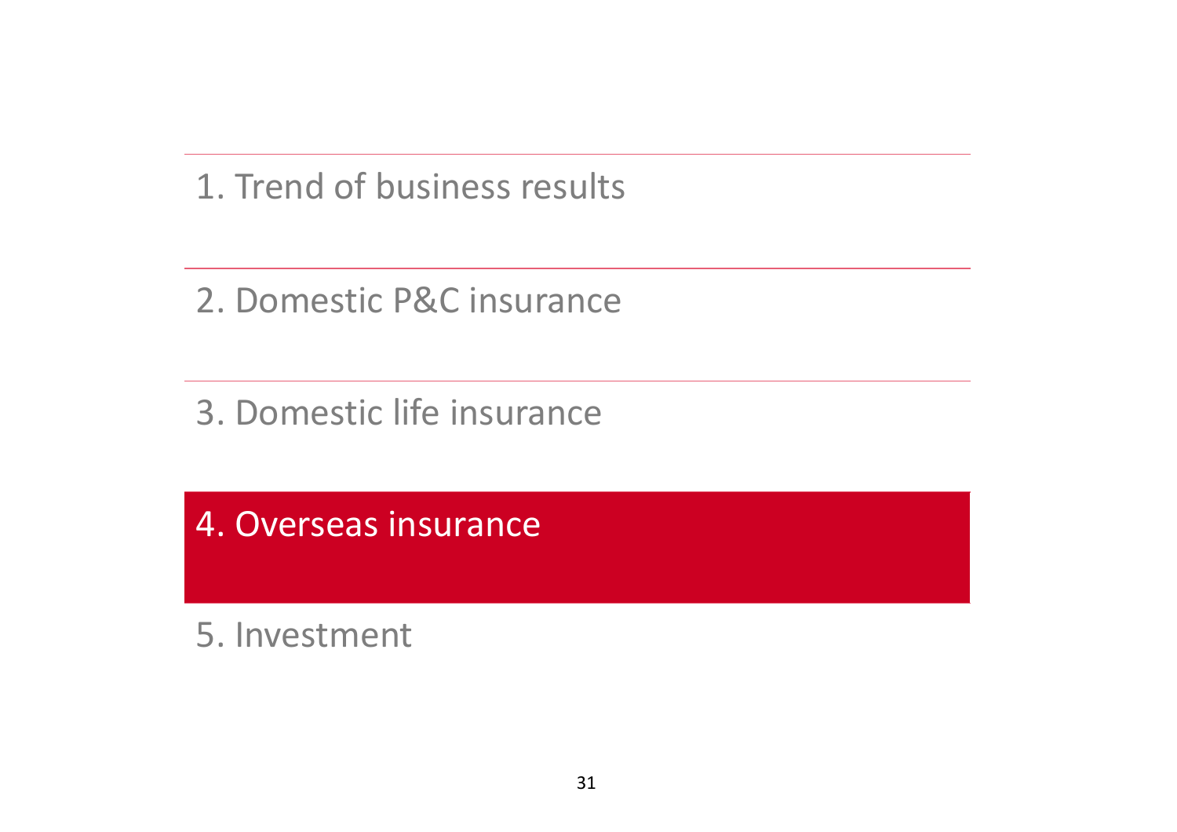1. Trend of business results

2. Domestic P&C insurance

3. Domestic life insurance

4. Overseas insurance

5. Investment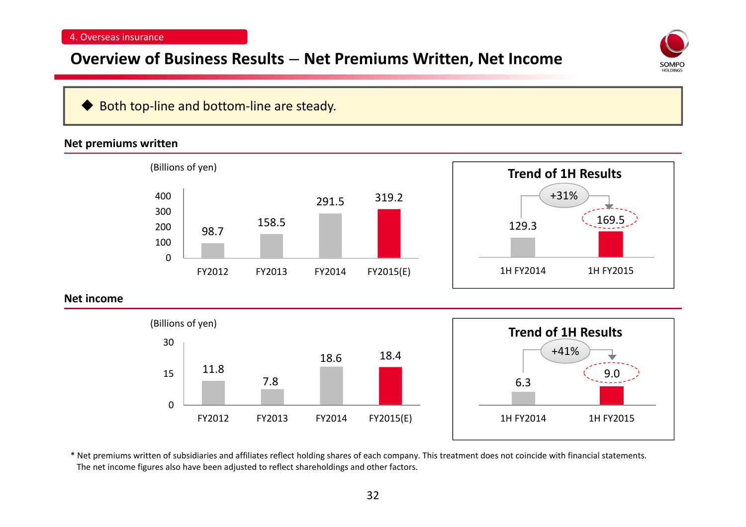4. Overseas insurance

# Overview of Business Results – Net Premiums Written, Net Income

◆ Both top-line and bottom-line are steady.

## Net premiums written

(Billions of yen)

| | FY2012 | FY2013 | FY2014 | FY2015(E) |
|---|---|---|---|---|
| Net premiums written | 98.7 | 158.5 | 291.5 | 319.2 |

**Trend of 1H Results**

| 1H FY2014 | 1H FY2015 |
|---|---|
| 129.3 | 169.5 |

+31%

## Net income

(Billions of yen)

| | FY2012 | FY2013 | FY2014 | FY2015(E) |
|---|---|---|---|---|
| Net income | 11.8 | 7.8 | 18.6 | 18.4 |

**Trend of 1H Results**

| 1H FY2014 | 1H FY2015 |
|---|---|
| 6.3 | 9.0 |

+41%

\* Net premiums written of subsidiaries and affiliates reflect holding shares of each company. This treatment does not coincide with financial statements. The net income figures also have been adjusted to reflect shareholdings and other factors.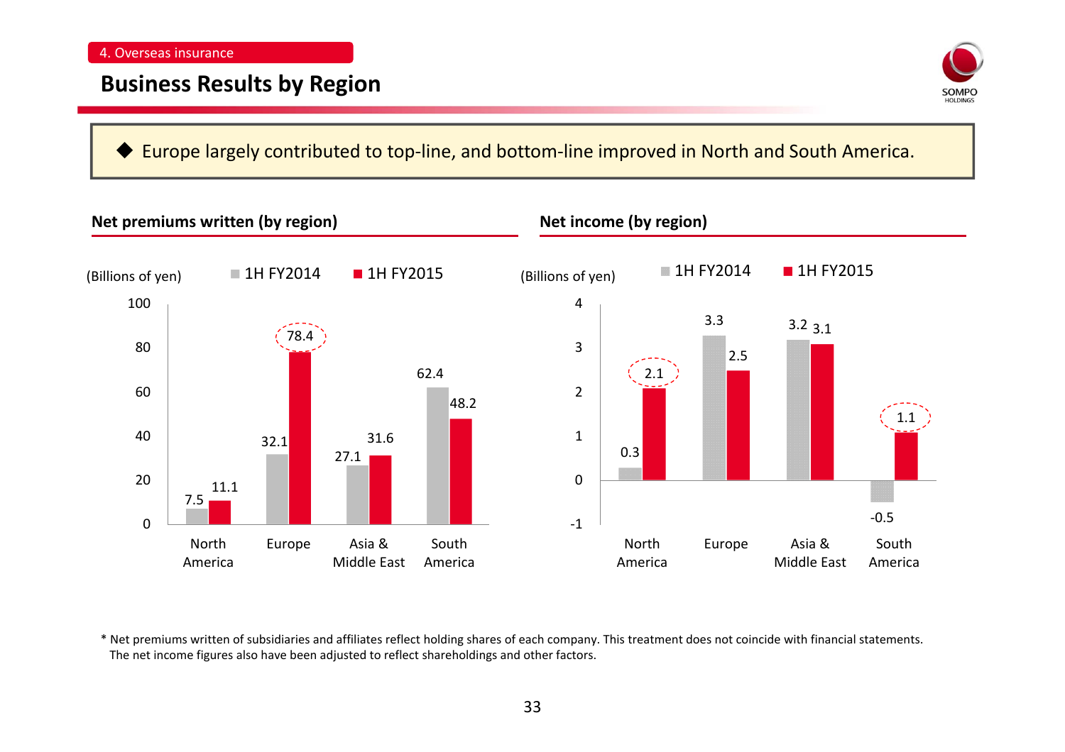4. Overseas insurance

# Business Results by Region

◆ Europe largely contributed to top-line, and bottom-line improved in North and South America.

## Net premiums written (by region)

(Billions of yen)

| Region | 1H FY2014 | 1H FY2015 |
|---|---|---|
| North America | 7.5 | 11.1 |
| Europe | 32.1 | 78.4 |
| Asia & Middle East | 27.1 | 31.6 |
| South America | 62.4 | 48.2 |

## Net income (by region)

(Billions of yen)

| Region | 1H FY2014 | 1H FY2015 |
|---|---|---|
| North America | 0.3 | 2.1 |
| Europe | 3.3 | 2.5 |
| Asia & Middle East | 3.2 | 3.1 |
| South America | -0.5 | 1.1 |

\* Net premiums written of subsidiaries and affiliates reflect holding shares of each company. This treatment does not coincide with financial statements. The net income figures also have been adjusted to reflect shareholdings and other factors.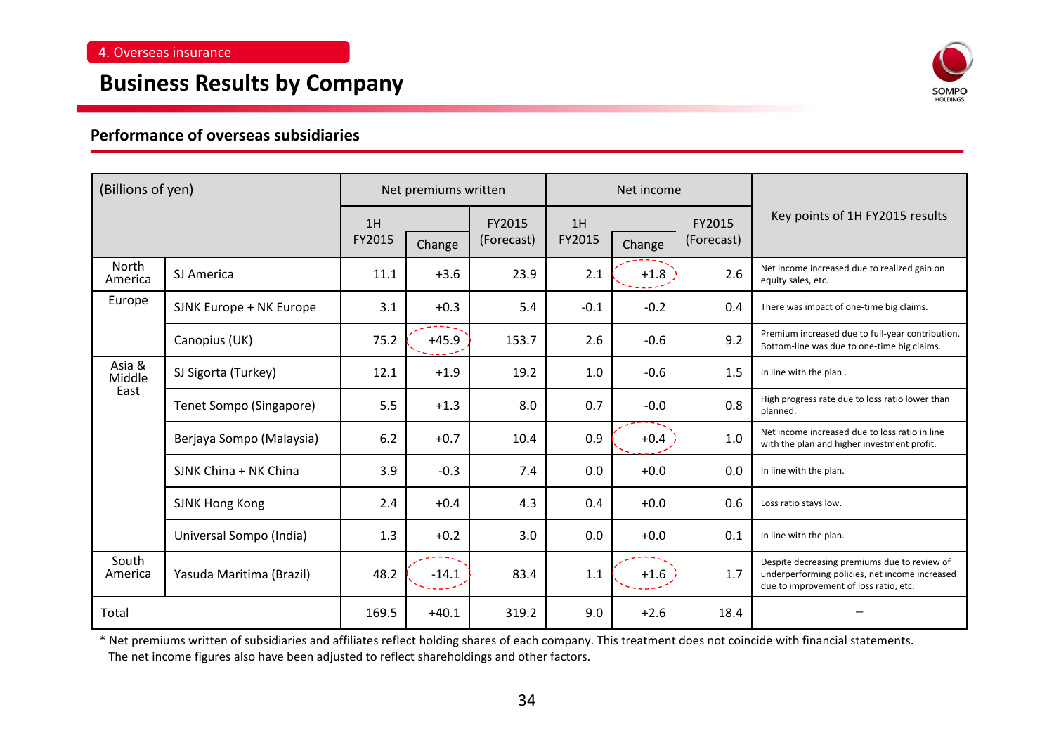4. Overseas insurance

# Business Results by Company

## Performance of overseas subsidiaries

| (Billions of yen) | | Net premiums written | | | Net income | | | Key points of 1H FY2015 results |
|---|---|---|---|---|---|---|---|---|
| | | 1H FY2015 | Change | FY2015 (Forecast) | 1H FY2015 | Change | FY2015 (Forecast) | |
| North America | SJ America | 11.1 | +3.6 | 23.9 | 2.1 | +1.8 | 2.6 | Net income increased due to realized gain on equity sales, etc. |
| Europe | SJNK Europe + NK Europe | 3.1 | +0.3 | 5.4 | -0.1 | -0.2 | 0.4 | There was impact of one-time big claims. |
| | Canopius (UK) | 75.2 | +45.9 | 153.7 | 2.6 | -0.6 | 9.2 | Premium increased due to full-year contribution. Bottom-line was due to one-time big claims. |
| Asia & Middle East | SJ Sigorta (Turkey) | 12.1 | +1.9 | 19.2 | 1.0 | -0.6 | 1.5 | In line with the plan . |
| | Tenet Sompo (Singapore) | 5.5 | +1.3 | 8.0 | 0.7 | -0.0 | 0.8 | High progress rate due to loss ratio lower than planned. |
| | Berjaya Sompo (Malaysia) | 6.2 | +0.7 | 10.4 | 0.9 | +0.4 | 1.0 | Net income increased due to loss ratio in line with the plan and higher investment profit. |
| | SJNK China + NK China | 3.9 | -0.3 | 7.4 | 0.0 | +0.0 | 0.0 | In line with the plan. |
| | SJNK Hong Kong | 2.4 | +0.4 | 4.3 | 0.4 | +0.0 | 0.6 | Loss ratio stays low. |
| | Universal Sompo (India) | 1.3 | +0.2 | 3.0 | 0.0 | +0.0 | 0.1 | In line with the plan. |
| South America | Yasuda Maritima (Brazil) | 48.2 | -14.1 | 83.4 | 1.1 | +1.6 | 1.7 | Despite decreasing premiums due to review of underperforming policies, net income increased due to improvement of loss ratio, etc. |
| Total | | 169.5 | +40.1 | 319.2 | 9.0 | +2.6 | 18.4 | – |

* Net premiums written of subsidiaries and affiliates reflect holding shares of each company. This treatment does not coincide with financial statements. The net income figures also have been adjusted to reflect shareholdings and other factors.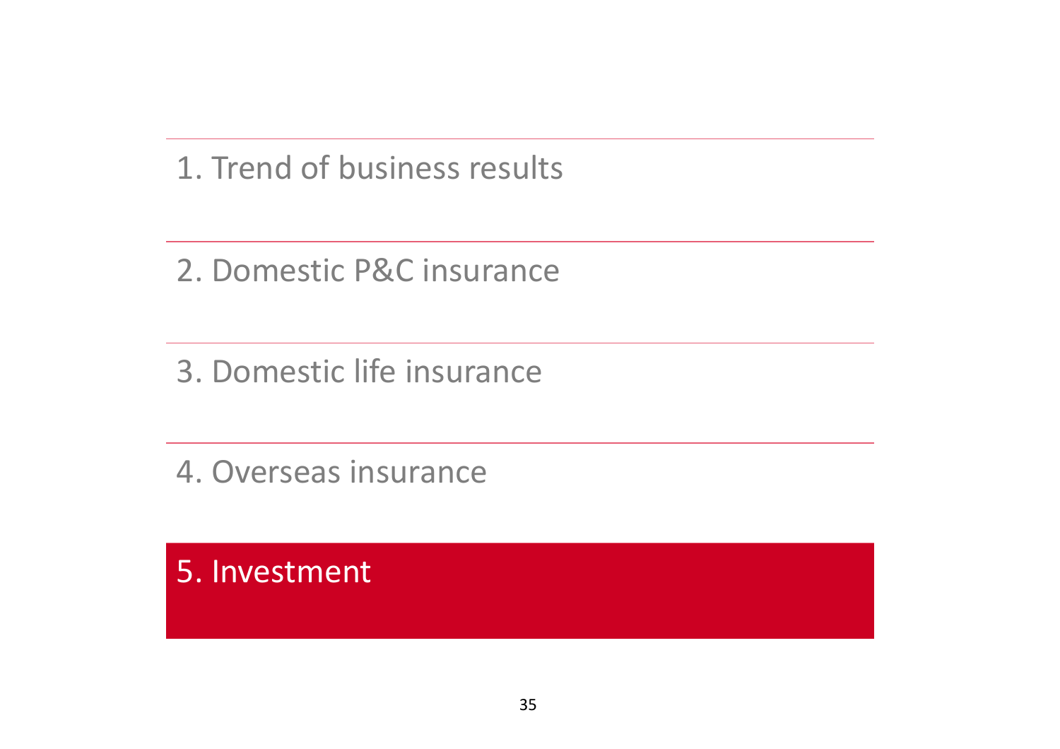1. Trend of business results

2. Domestic P&C insurance

3. Domestic life insurance

4. Overseas insurance

# 5. Investment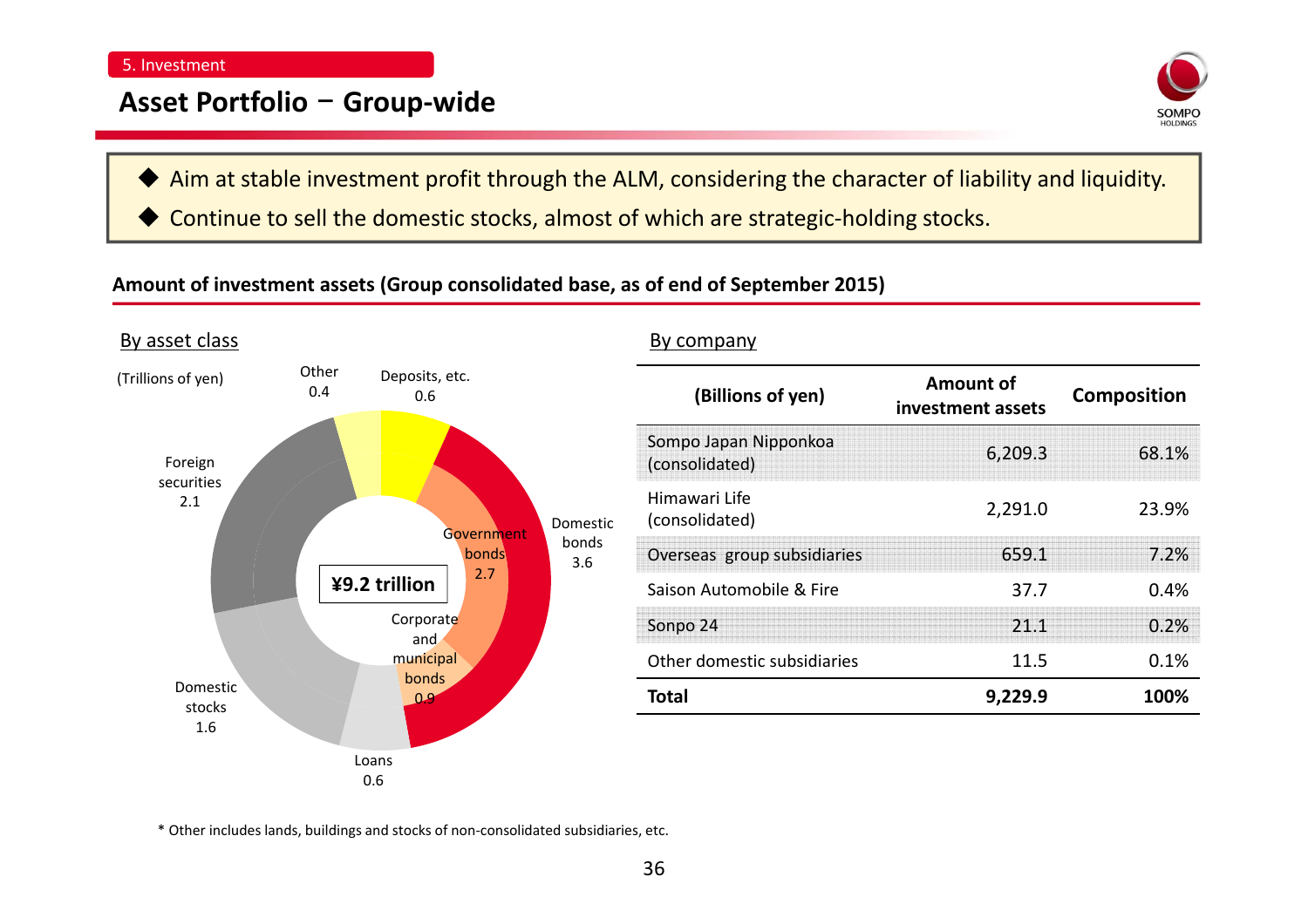5. Investment

# Asset Portfolio – Group-wide

- Aim at stable investment profit through the ALM, considering the character of liability and liquidity.
- Continue to sell the domestic stocks, almost of which are strategic-holding stocks.

## Amount of investment assets (Group consolidated base, as of end of September 2015)

### By asset class

(Trillions of yen)

¥9.2 trillion

| Asset class | Amount |
|---|---|
| Deposits, etc. | 0.6 |
| Domestic bonds | 3.6 |
| Government bonds | 2.7 |
| Corporate and municipal bonds | 0.9 |
| Loans | 0.6 |
| Domestic stocks | 1.6 |
| Foreign securities | 2.1 |
| Other | 0.4 |

### By company

| (Billions of yen) | Amount of investment assets | Composition |
|---|---|---|
| Sompo Japan Nipponkoa (consolidated) | 6,209.3 | 68.1% |
| Himawari Life (consolidated) | 2,291.0 | 23.9% |
| Overseas group subsidiaries | 659.1 | 7.2% |
| Saison Automobile & Fire | 37.7 | 0.4% |
| Sonpo 24 | 21.1 | 0.2% |
| Other domestic subsidiaries | 11.5 | 0.1% |
| **Total** | **9,229.9** | **100%** |

* Other includes lands, buildings and stocks of non-consolidated subsidiaries, etc.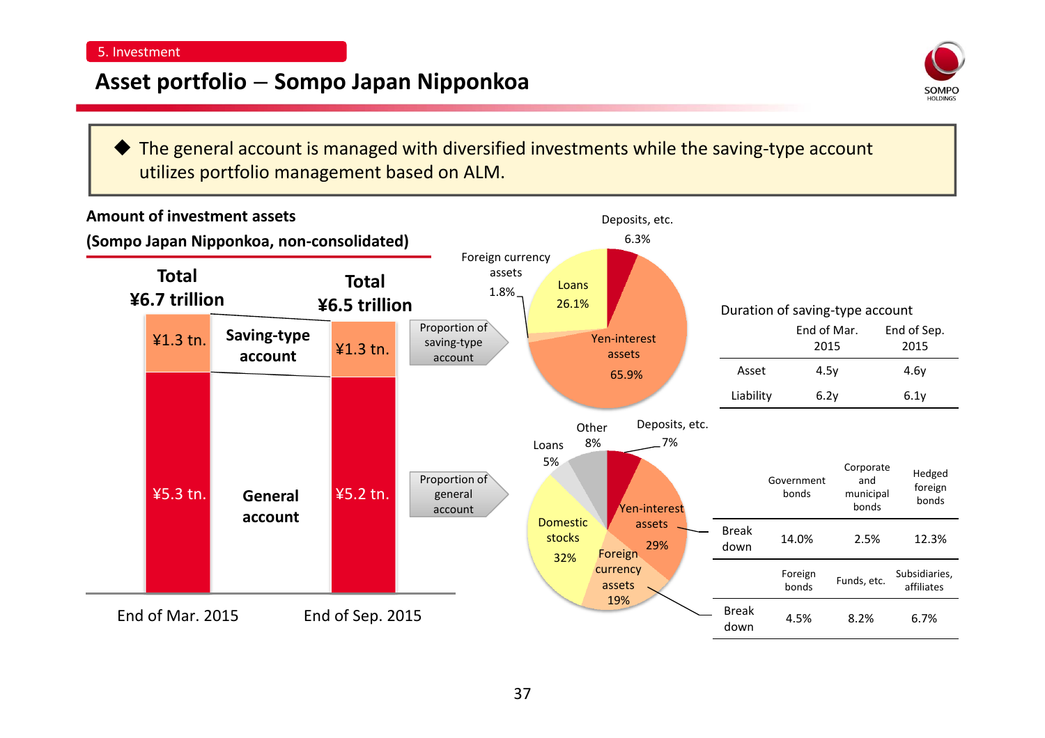5. Investment

# Asset portfolio – Sompo Japan Nipponkoa

◆ The general account is managed with diversified investments while the saving-type account utilizes portfolio management based on ALM.

**Amount of investment assets**

**(Sompo Japan Nipponkoa, non-consolidated)**

| | End of Mar. 2015 | End of Sep. 2015 |
|---|---|---|
| Total | ¥6.7 trillion | ¥6.5 trillion |
| Saving-type account | ¥1.3 tn. | ¥1.3 tn. |
| General account | ¥5.3 tn. | ¥5.2 tn. |

**Proportion of saving-type account**

| Asset | Proportion |
|---|---|
| Deposits, etc. | 6.3% |
| Foreign currency assets | 1.8% |
| Loans | 26.1% |
| Yen-interest assets | 65.9% |

**Proportion of general account**

| Asset | Proportion |
|---|---|
| Deposits, etc. | 7% |
| Other | 8% |
| Loans | 5% |
| Domestic stocks | 32% |
| Foreign currency assets | 19% |
| Yen-interest assets | 29% |

Yen-interest assets breakdown:

| | Government bonds | Corporate and municipal bonds | Hedged foreign bonds |
|---|---|---|---|
| Break down | 14.0% | 2.5% | 12.3% |

Foreign currency assets breakdown:

| | Foreign bonds | Funds, etc. | Subsidiaries, affiliates |
|---|---|---|---|
| Break down | 4.5% | 8.2% | 6.7% |

**Duration of saving-type account**

| | End of Mar. 2015 | End of Sep. 2015 |
|---|---|---|
| Asset | 4.5y | 4.6y |
| Liability | 6.2y | 6.1y |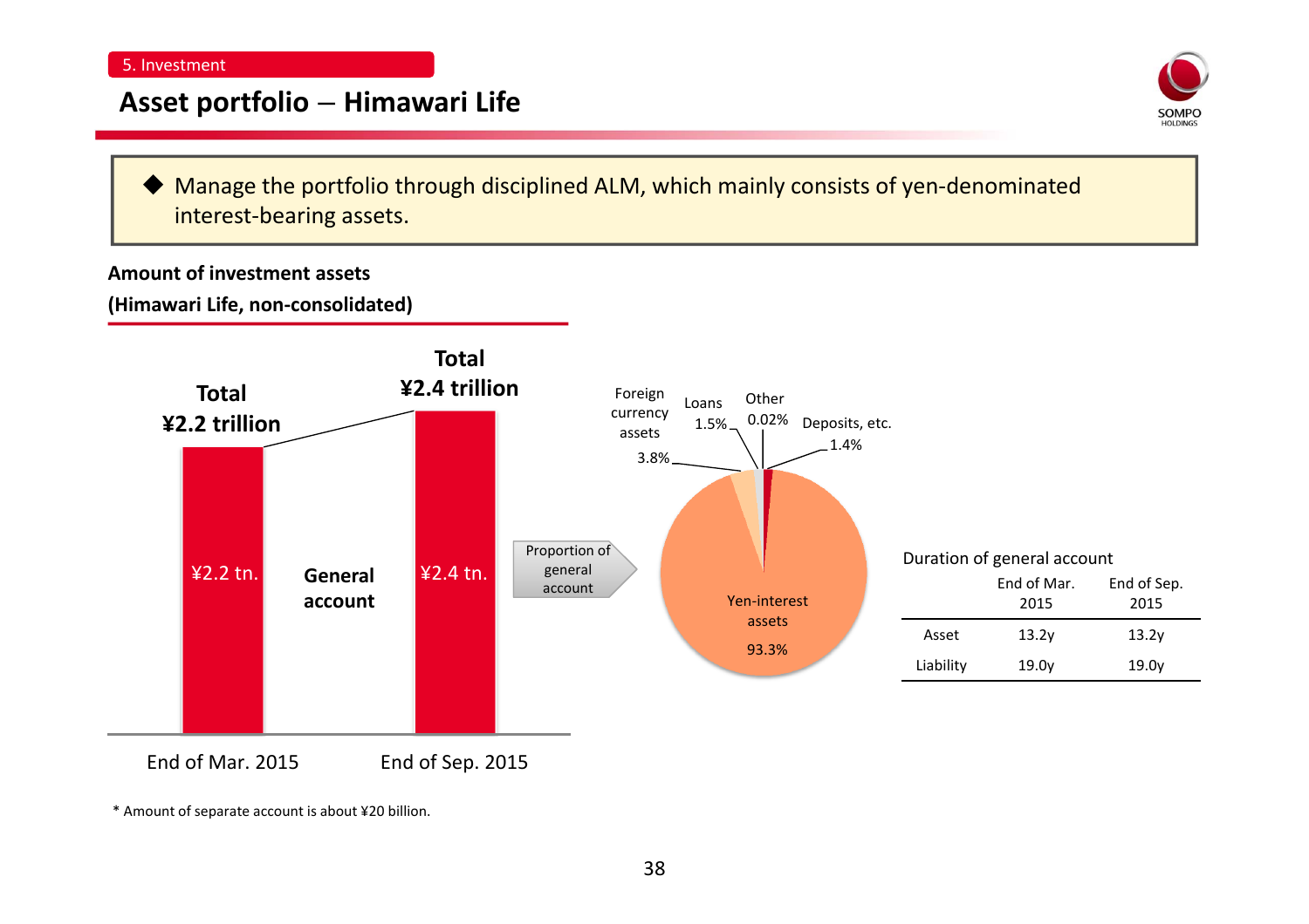5. Investment

# Asset portfolio – Himawari Life

- Manage the portfolio through disciplined ALM, which mainly consists of yen-denominated interest-bearing assets.

**Amount of investment assets**
**(Himawari Life, non-consolidated)**

| | End of Mar. 2015 | End of Sep. 2015 |
|---|---|---|
| Total | ¥2.2 trillion | ¥2.4 trillion |
| General account | ¥2.2 tn. | ¥2.4 tn. |

Proportion of general account

| Asset type | Proportion |
|---|---|
| Yen-interest assets | 93.3% |
| Foreign currency assets | 3.8% |
| Loans | 1.5% |
| Other | 0.02% |
| Deposits, etc. | 1.4% |

Duration of general account

| | End of Mar. 2015 | End of Sep. 2015 |
|---|---|---|
| Asset | 13.2y | 13.2y |
| Liability | 19.0y | 19.0y |

* Amount of separate account is about ¥20 billion.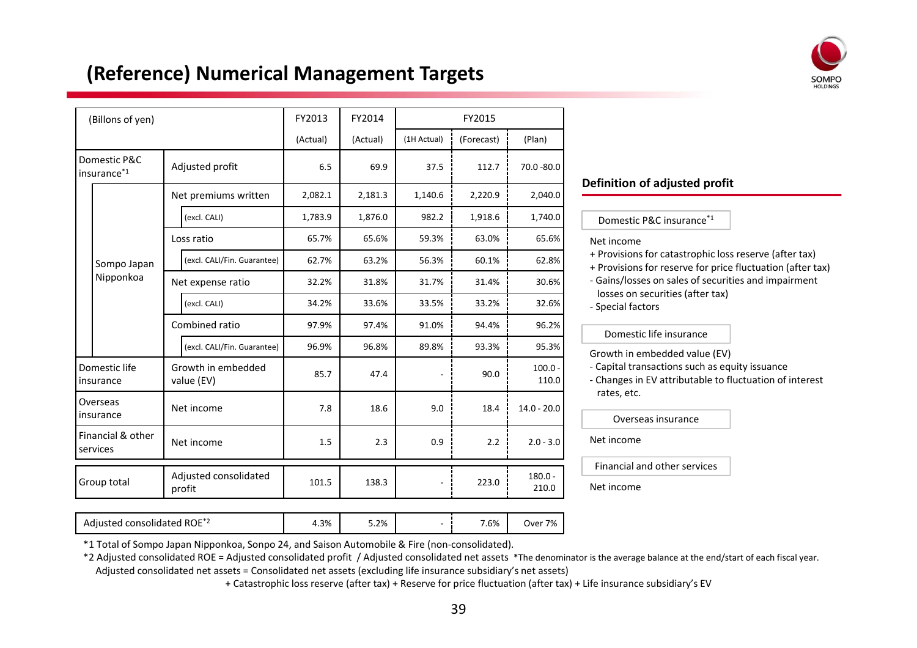## (Reference) Numerical Management Targets

| (Billons of yen) | | | FY2013 | FY2014 | FY2015 | | |
|---|---|---|---|---|---|---|---|
| | | | (Actual) | (Actual) | (1H Actual) | (Forecast) | (Plan) |
| Domestic P&C insurance[*1] | | Adjusted profit | 6.5 | 69.9 | 37.5 | 112.7 | 70.0 -80.0 |
| | Sompo Japan Nipponkoa | Net premiums written | 2,082.1 | 2,181.3 | 1,140.6 | 2,220.9 | 2,040.0 |
| | | (excl. CALI) | 1,783.9 | 1,876.0 | 982.2 | 1,918.6 | 1,740.0 |
| | | Loss ratio | 65.7% | 65.6% | 59.3% | 63.0% | 65.6% |
| | | (excl. CALI/Fin. Guarantee) | 62.7% | 63.2% | 56.3% | 60.1% | 62.8% |
| | | Net expense ratio | 32.2% | 31.8% | 31.7% | 31.4% | 30.6% |
| | | (excl. CALI) | 34.2% | 33.6% | 33.5% | 33.2% | 32.6% |
| | | Combined ratio | 97.9% | 97.4% | 91.0% | 94.4% | 96.2% |
| | | (excl. CALI/Fin. Guarantee) | 96.9% | 96.8% | 89.8% | 93.3% | 95.3% |
| Domestic life insurance | | Growth in embedded value (EV) | 85.7 | 47.4 | - | 90.0 | 100.0 - 110.0 |
| Overseas insurance | | Net income | 7.8 | 18.6 | 9.0 | 18.4 | 14.0 - 20.0 |
| Financial & other services | | Net income | 1.5 | 2.3 | 0.9 | 2.2 | 2.0 - 3.0 |
| Group total | | Adjusted consolidated profit | 101.5 | 138.3 | - | 223.0 | 180.0 - 210.0 |
| Adjusted consolidated ROE[*2] | | | 4.3% | 5.2% | - | 7.6% | Over 7% |

### Definition of adjusted profit

**Domestic P&C insurance[*1]**

Net income
+ Provisions for catastrophic loss reserve (after tax)
+ Provisions for reserve for price fluctuation (after tax)
- Gains/losses on sales of securities and impairment losses on securities (after tax)
- Special factors

**Domestic life insurance**

Growth in embedded value (EV)
- Capital transactions such as equity issuance
- Changes in EV attributable to fluctuation of interest rates, etc.

**Overseas insurance**

Net income

**Financial and other services**

Net income

*1 Total of Sompo Japan Nipponkoa, Sonpo 24, and Saison Automobile & Fire (non-consolidated).

*2 Adjusted consolidated ROE = Adjusted consolidated profit / Adjusted consolidated net assets *The denominator is the average balance at the end/start of each fiscal year.
Adjusted consolidated net assets = Consolidated net assets (excluding life insurance subsidiary's net assets)
+ Catastrophic loss reserve (after tax) + Reserve for price fluctuation (after tax) + Life insurance subsidiary's EV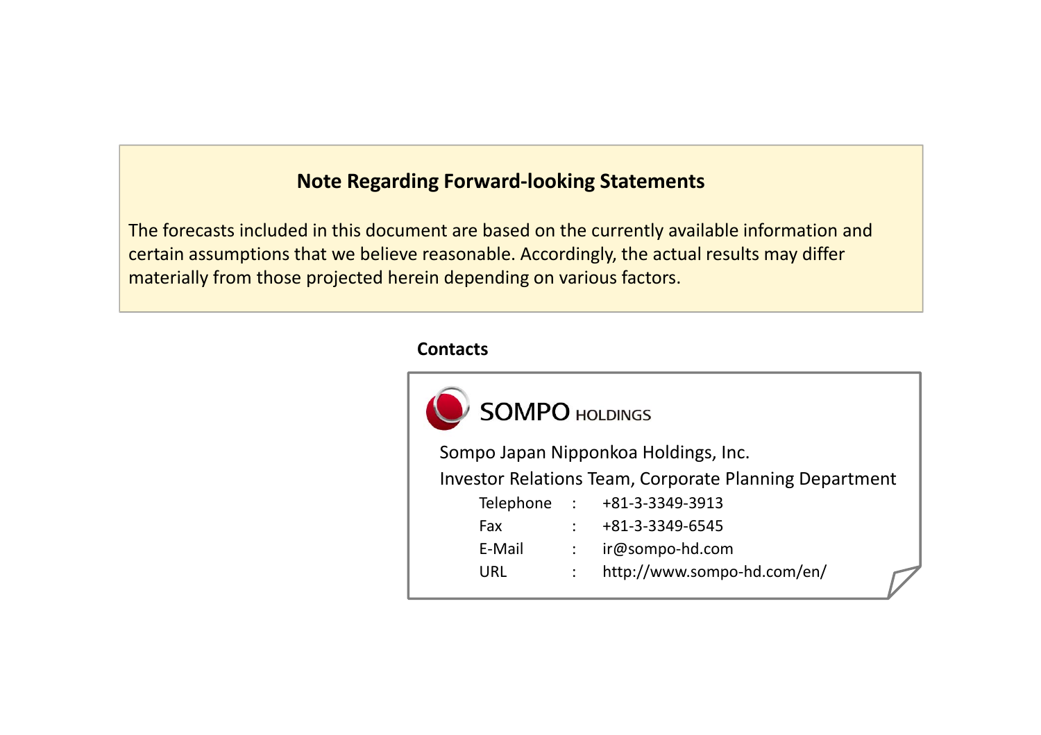## Note Regarding Forward-looking Statements

The forecasts included in this document are based on the currently available information and certain assumptions that we believe reasonable. Accordingly, the actual results may differ materially from those projected herein depending on various factors.

**Contacts**

SOMPO HOLDINGS

Sompo Japan Nipponkoa Holdings, Inc.

Investor Relations Team, Corporate Planning Department

| | | |
|---|---|---|
| Telephone | : | +81-3-3349-3913 |
| Fax | : | +81-3-3349-6545 |
| E-Mail | : | ir@sompo-hd.com |
| URL | : | http://www.sompo-hd.com/en/ |